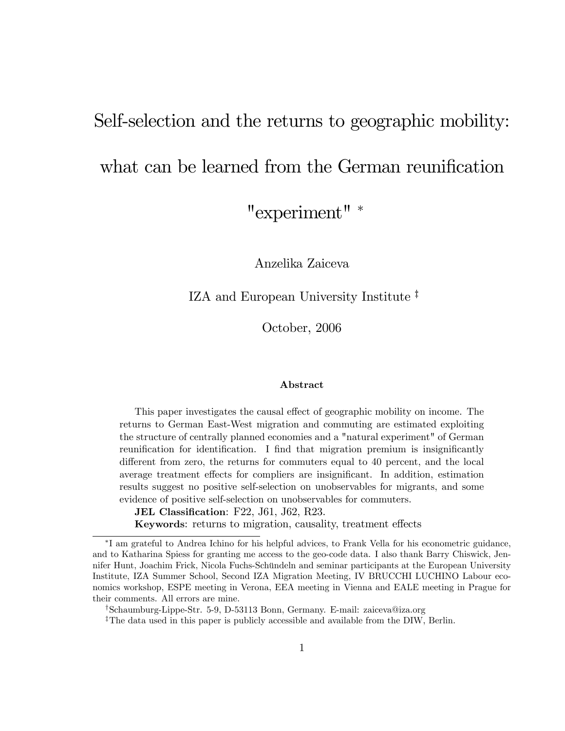# Self-selection and the returns to geographic mobility: what can be learned from the German reunification "experiment" [*]

Anzelika Zaiceva

IZA and European University Institute [‡]

October, 2006

### Abstract

This paper investigates the causal effect of geographic mobility on income. The returns to German East-West migration and commuting are estimated exploiting the structure of centrally planned economies and a "natural experiment" of German reunification for identification. I find that migration premium is insignificantly different from zero, the returns for commuters equal to 40 percent, and the local average treatment effects for compliers are insignificant. In addition, estimation results suggest no positive self-selection on unobservables for migrants, and some evidence of positive self-selection on unobservables for commuters.

**JEL Classification**: F22, J61, J62, R23.

**Keywords**: returns to migration, causality, treatment effects

---

[*] I am grateful to Andrea Ichino for his helpful advices, to Frank Vella for his econometric guidance, and to Katharina Spiess for granting me access to the geo-code data. I also thank Barry Chiswick, Jennifer Hunt, Joachim Frick, Nicola Fuchs-Schündeln and seminar participants at the European University Institute, IZA Summer School, Second IZA Migration Meeting, IV BRUCCHI LUCHINO Labour economics workshop, ESPE meeting in Verona, EEA meeting in Vienna and EALE meeting in Prague for their comments. All errors are mine.

[†] Schaumburg-Lippe-Str. 5-9, D-53113 Bonn, Germany. E-mail: zaiceva@iza.org

[‡] The data used in this paper is publicly accessible and available from the DIW, Berlin.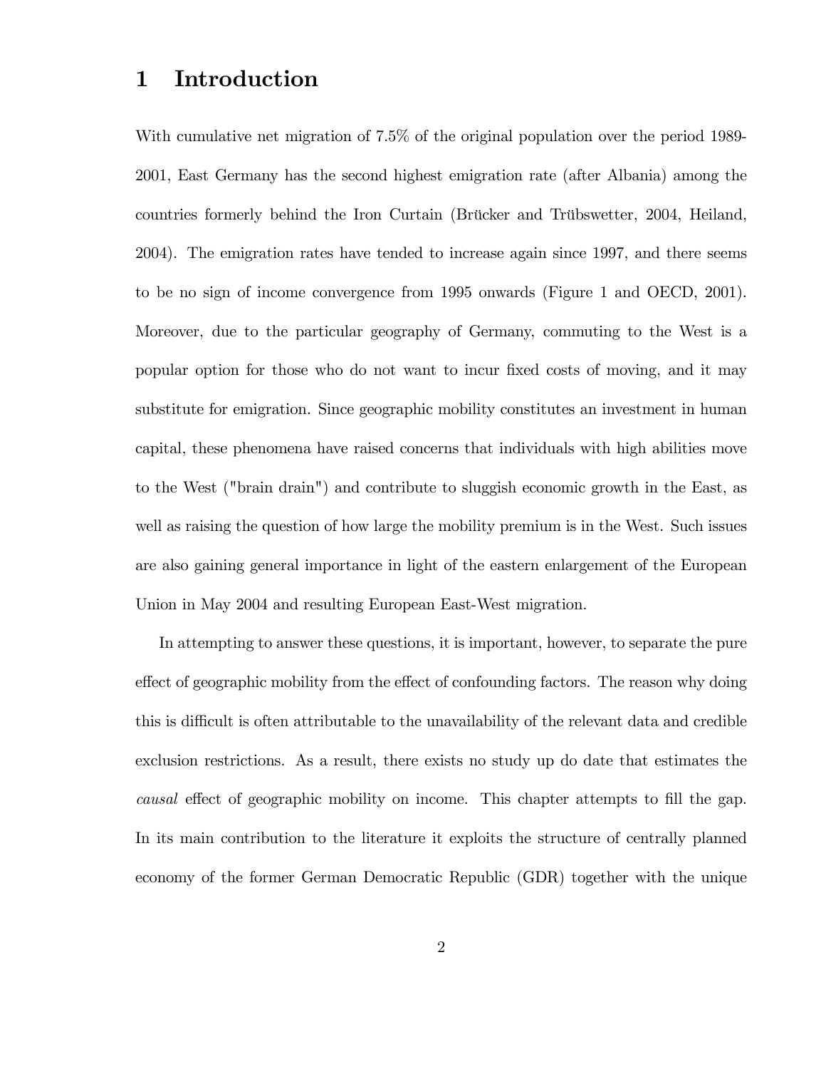# 1 Introduction

With cumulative net migration of 7.5% of the original population over the period 1989-2001, East Germany has the second highest emigration rate (after Albania) among the countries formerly behind the Iron Curtain (Brücker and Trübswetter, 2004, Heiland, 2004). The emigration rates have tended to increase again since 1997, and there seems to be no sign of income convergence from 1995 onwards (Figure 1 and OECD, 2001). Moreover, due to the particular geography of Germany, commuting to the West is a popular option for those who do not want to incur fixed costs of moving, and it may substitute for emigration. Since geographic mobility constitutes an investment in human capital, these phenomena have raised concerns that individuals with high abilities move to the West ("brain drain") and contribute to sluggish economic growth in the East, as well as raising the question of how large the mobility premium is in the West. Such issues are also gaining general importance in light of the eastern enlargement of the European Union in May 2004 and resulting European East-West migration.

In attempting to answer these questions, it is important, however, to separate the pure effect of geographic mobility from the effect of confounding factors. The reason why doing this is difficult is often attributable to the unavailability of the relevant data and credible exclusion restrictions. As a result, there exists no study up do date that estimates the *causal* effect of geographic mobility on income. This chapter attempts to fill the gap. In its main contribution to the literature it exploits the structure of centrally planned economy of the former German Democratic Republic (GDR) together with the unique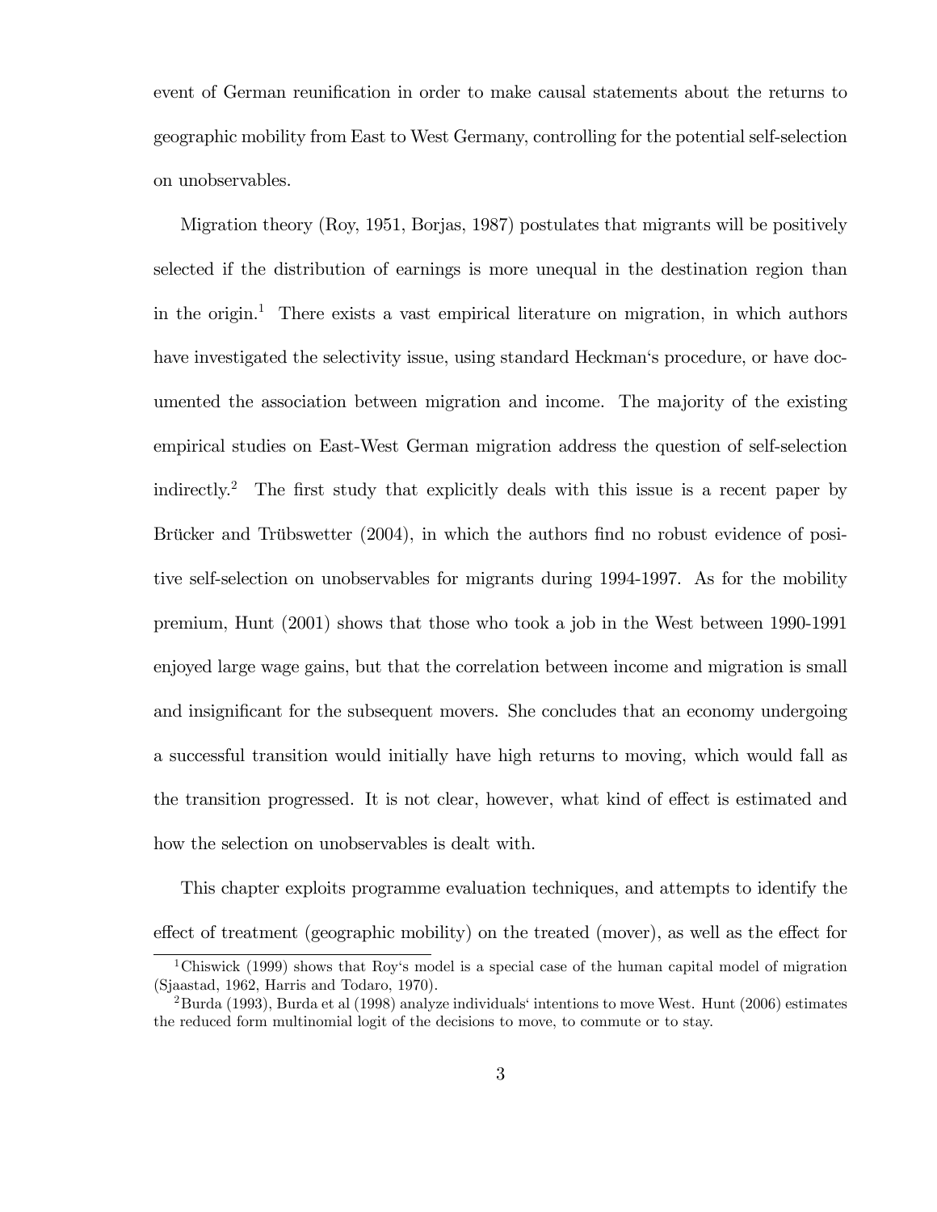event of German reunification in order to make causal statements about the returns to geographic mobility from East to West Germany, controlling for the potential self-selection on unobservables.

Migration theory (Roy, 1951, Borjas, 1987) postulates that migrants will be positively selected if the distribution of earnings is more unequal in the destination region than in the origin.[1] There exists a vast empirical literature on migration, in which authors have investigated the selectivity issue, using standard Heckman's procedure, or have documented the association between migration and income. The majority of the existing empirical studies on East-West German migration address the question of self-selection indirectly.[2] The first study that explicitly deals with this issue is a recent paper by Brücker and Trübswetter (2004), in which the authors find no robust evidence of positive self-selection on unobservables for migrants during 1994-1997. As for the mobility premium, Hunt (2001) shows that those who took a job in the West between 1990-1991 enjoyed large wage gains, but that the correlation between income and migration is small and insignificant for the subsequent movers. She concludes that an economy undergoing a successful transition would initially have high returns to moving, which would fall as the transition progressed. It is not clear, however, what kind of effect is estimated and how the selection on unobservables is dealt with.

This chapter exploits programme evaluation techniques, and attempts to identify the effect of treatment (geographic mobility) on the treated (mover), as well as the effect for

[1] Chiswick (1999) shows that Roy's model is a special case of the human capital model of migration (Sjaastad, 1962, Harris and Todaro, 1970).

[2] Burda (1993), Burda et al (1998) analyze individuals' intentions to move West. Hunt (2006) estimates the reduced form multinomial logit of the decisions to move, to commute or to stay.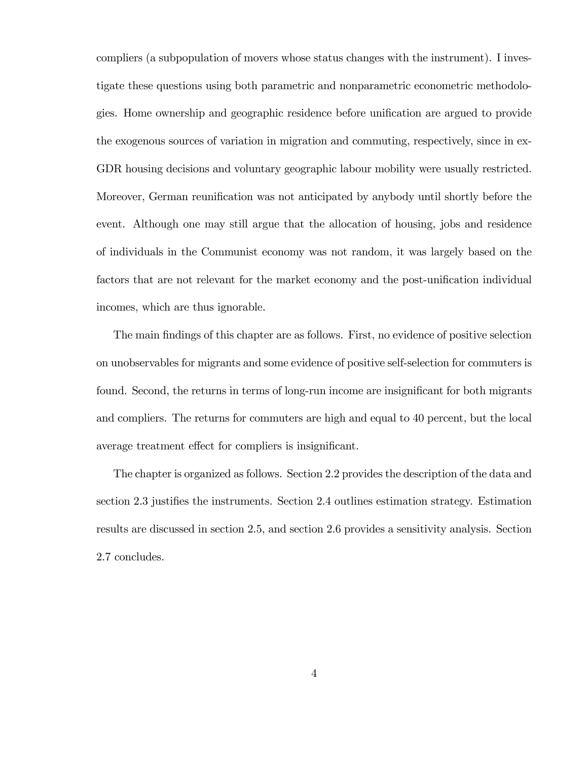compliers (a subpopulation of movers whose status changes with the instrument). I investigate these questions using both parametric and nonparametric econometric methodologies. Home ownership and geographic residence before unification are argued to provide the exogenous sources of variation in migration and commuting, respectively, since in ex-GDR housing decisions and voluntary geographic labour mobility were usually restricted. Moreover, German reunification was not anticipated by anybody until shortly before the event. Although one may still argue that the allocation of housing, jobs and residence of individuals in the Communist economy was not random, it was largely based on the factors that are not relevant for the market economy and the post-unification individual incomes, which are thus ignorable.

The main findings of this chapter are as follows. First, no evidence of positive selection on unobservables for migrants and some evidence of positive self-selection for commuters is found. Second, the returns in terms of long-run income are insignificant for both migrants and compliers. The returns for commuters are high and equal to 40 percent, but the local average treatment effect for compliers is insignificant.

The chapter is organized as follows. Section 2.2 provides the description of the data and section 2.3 justifies the instruments. Section 2.4 outlines estimation strategy. Estimation results are discussed in section 2.5, and section 2.6 provides a sensitivity analysis. Section 2.7 concludes.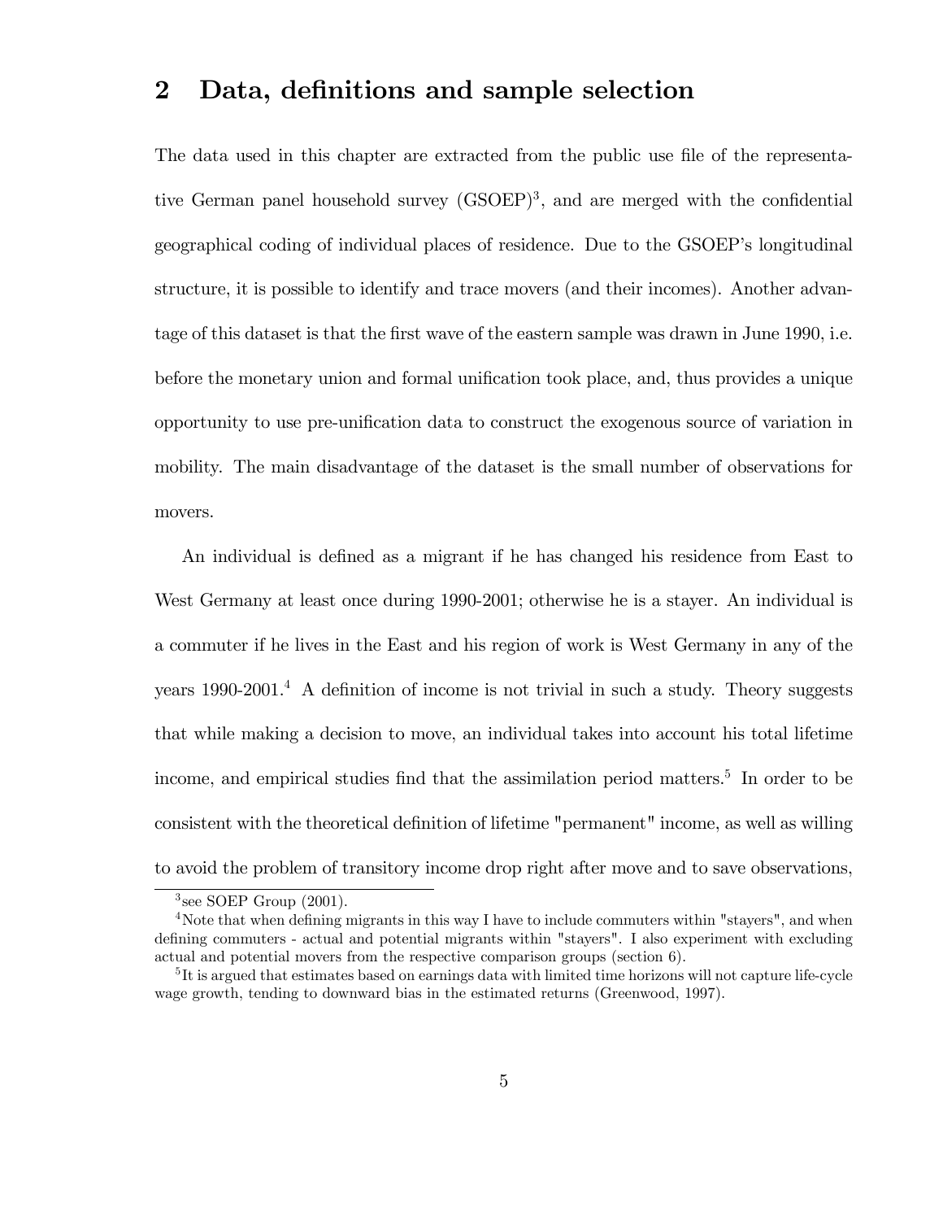## 2 Data, definitions and sample selection

The data used in this chapter are extracted from the public use file of the representative German panel household survey (GSOEP)[3], and are merged with the confidential geographical coding of individual places of residence. Due to the GSOEP's longitudinal structure, it is possible to identify and trace movers (and their incomes). Another advantage of this dataset is that the first wave of the eastern sample was drawn in June 1990, i.e. before the monetary union and formal unification took place, and, thus provides a unique opportunity to use pre-unification data to construct the exogenous source of variation in mobility. The main disadvantage of the dataset is the small number of observations for movers.

An individual is defined as a migrant if he has changed his residence from East to West Germany at least once during 1990-2001; otherwise he is a stayer. An individual is a commuter if he lives in the East and his region of work is West Germany in any of the years 1990-2001.[4] A definition of income is not trivial in such a study. Theory suggests that while making a decision to move, an individual takes into account his total lifetime income, and empirical studies find that the assimilation period matters.[5] In order to be consistent with the theoretical definition of lifetime "permanent" income, as well as willing to avoid the problem of transitory income drop right after move and to save observations,

[3] see SOEP Group (2001).

[4] Note that when defining migrants in this way I have to include commuters within "stayers", and when defining commuters - actual and potential migrants within "stayers". I also experiment with excluding actual and potential movers from the respective comparison groups (section 6).

[5] It is argued that estimates based on earnings data with limited time horizons will not capture life-cycle wage growth, tending to downward bias in the estimated returns (Greenwood, 1997).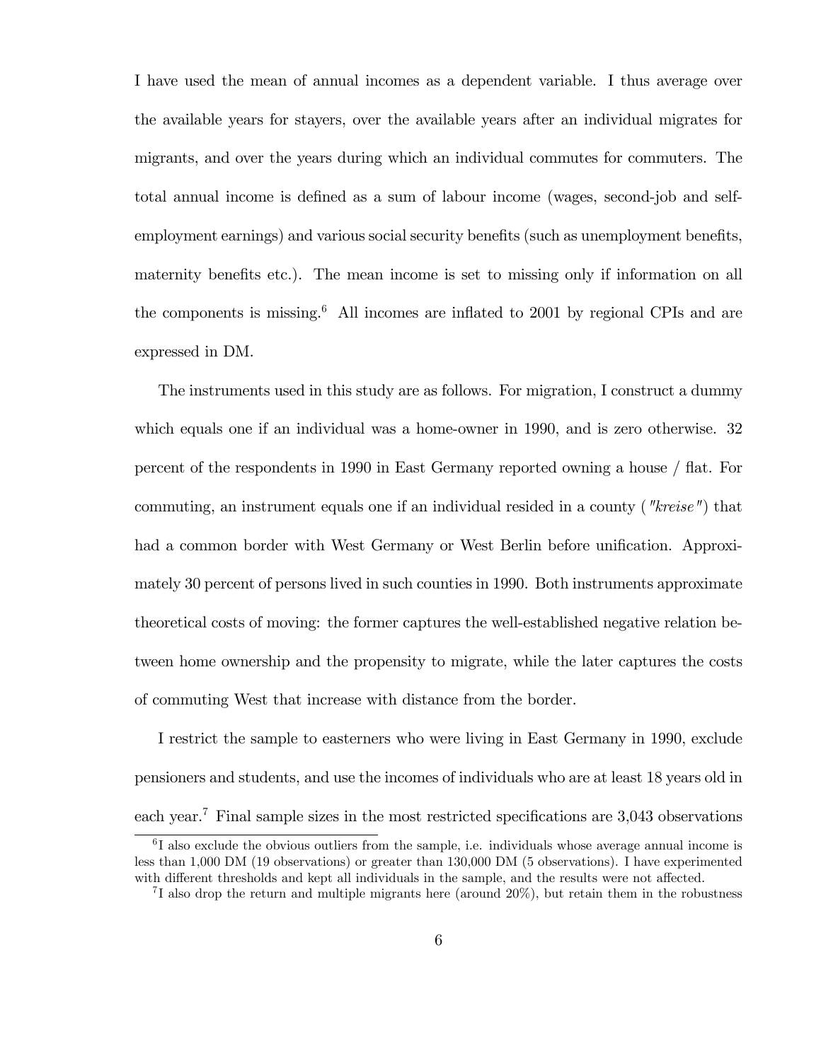I have used the mean of annual incomes as a dependent variable. I thus average over the available years for stayers, over the available years after an individual migrates for migrants, and over the years during which an individual commutes for commuters. The total annual income is defined as a sum of labour income (wages, second-job and self-employment earnings) and various social security benefits (such as unemployment benefits, maternity benefits etc.). The mean income is set to missing only if information on all the components is missing.[6] All incomes are inflated to 2001 by regional CPIs and are expressed in DM.

The instruments used in this study are as follows. For migration, I construct a dummy which equals one if an individual was a home-owner in 1990, and is zero otherwise. 32 percent of the respondents in 1990 in East Germany reported owning a house / flat. For commuting, an instrument equals one if an individual resided in a county (*"kreise"*) that had a common border with West Germany or West Berlin before unification. Approximately 30 percent of persons lived in such counties in 1990. Both instruments approximate theoretical costs of moving: the former captures the well-established negative relation between home ownership and the propensity to migrate, while the later captures the costs of commuting West that increase with distance from the border.

I restrict the sample to easterners who were living in East Germany in 1990, exclude pensioners and students, and use the incomes of individuals who are at least 18 years old in each year.[7] Final sample sizes in the most restricted specifications are 3,043 observations

[6] I also exclude the obvious outliers from the sample, i.e. individuals whose average annual income is less than 1,000 DM (19 observations) or greater than 130,000 DM (5 observations). I have experimented with different thresholds and kept all individuals in the sample, and the results were not affected.

[7] I also drop the return and multiple migrants here (around 20%), but retain them in the robustness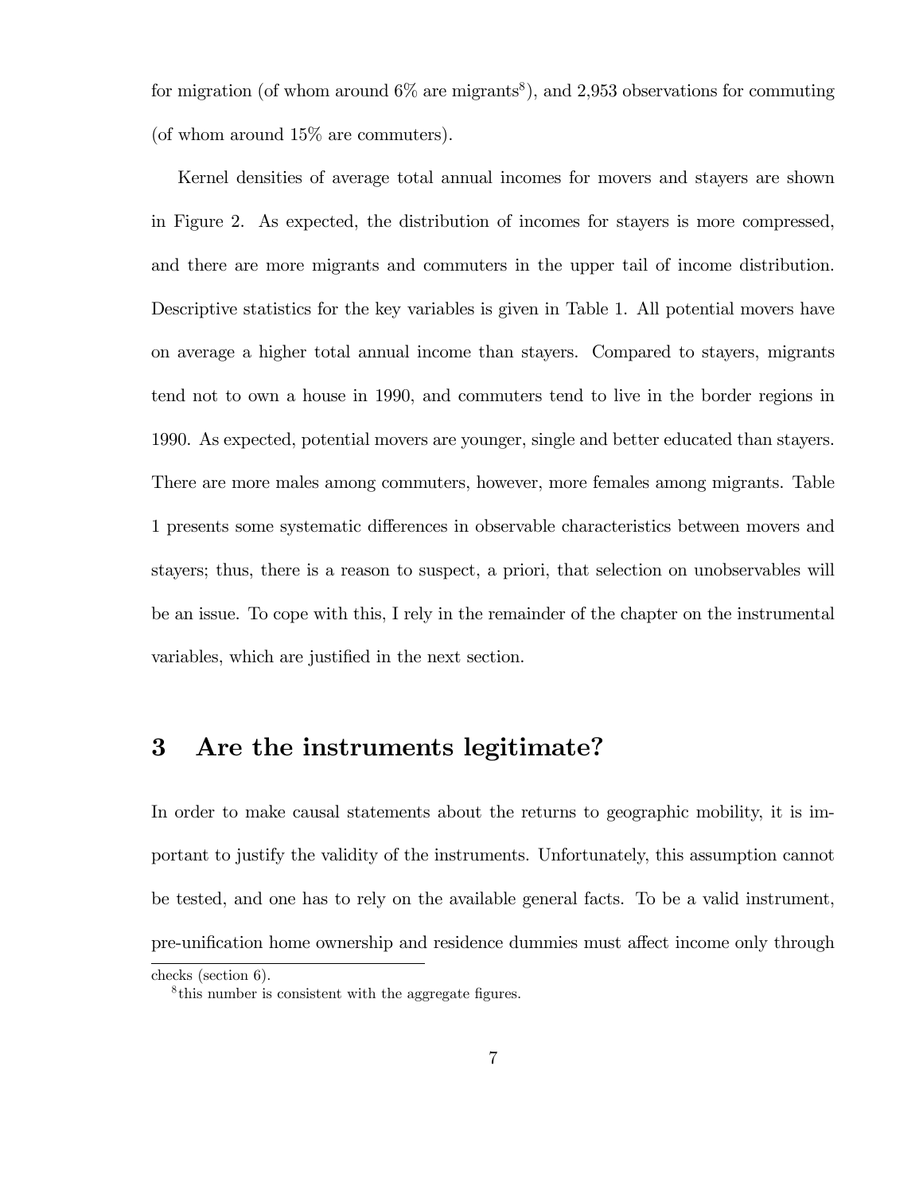for migration (of whom around 6% are migrants[8]), and 2,953 observations for commuting (of whom around 15% are commuters).

Kernel densities of average total annual incomes for movers and stayers are shown in Figure 2. As expected, the distribution of incomes for stayers is more compressed, and there are more migrants and commuters in the upper tail of income distribution. Descriptive statistics for the key variables is given in Table 1. All potential movers have on average a higher total annual income than stayers. Compared to stayers, migrants tend not to own a house in 1990, and commuters tend to live in the border regions in 1990. As expected, potential movers are younger, single and better educated than stayers. There are more males among commuters, however, more females among migrants. Table 1 presents some systematic differences in observable characteristics between movers and stayers; thus, there is a reason to suspect, a priori, that selection on unobservables will be an issue. To cope with this, I rely in the remainder of the chapter on the instrumental variables, which are justified in the next section.

# 3 Are the instruments legitimate?

In order to make causal statements about the returns to geographic mobility, it is important to justify the validity of the instruments. Unfortunately, this assumption cannot be tested, and one has to rely on the available general facts. To be a valid instrument, pre-unification home ownership and residence dummies must affect income only through

checks (section 6).

[8] this number is consistent with the aggregate figures.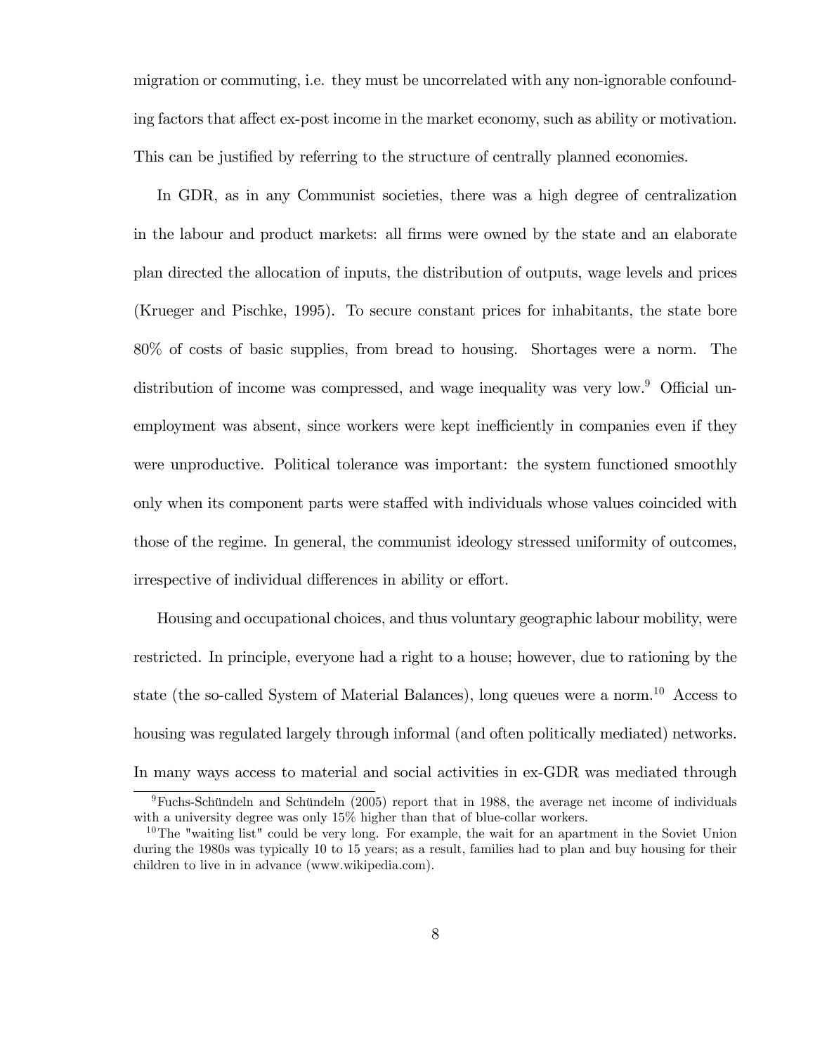migration or commuting, i.e. they must be uncorrelated with any non-ignorable confounding factors that affect ex-post income in the market economy, such as ability or motivation. This can be justified by referring to the structure of centrally planned economies.

In GDR, as in any Communist societies, there was a high degree of centralization in the labour and product markets: all firms were owned by the state and an elaborate plan directed the allocation of inputs, the distribution of outputs, wage levels and prices (Krueger and Pischke, 1995). To secure constant prices for inhabitants, the state bore 80% of costs of basic supplies, from bread to housing. Shortages were a norm. The distribution of income was compressed, and wage inequality was very low.[9] Official unemployment was absent, since workers were kept inefficiently in companies even if they were unproductive. Political tolerance was important: the system functioned smoothly only when its component parts were staffed with individuals whose values coincided with those of the regime. In general, the communist ideology stressed uniformity of outcomes, irrespective of individual differences in ability or effort.

Housing and occupational choices, and thus voluntary geographic labour mobility, were restricted. In principle, everyone had a right to a house; however, due to rationing by the state (the so-called System of Material Balances), long queues were a norm.[10] Access to housing was regulated largely through informal (and often politically mediated) networks. In many ways access to material and social activities in ex-GDR was mediated through

[9] Fuchs-Schündeln and Schündeln (2005) report that in 1988, the average net income of individuals with a university degree was only 15% higher than that of blue-collar workers.

[10] The "waiting list" could be very long. For example, the wait for an apartment in the Soviet Union during the 1980s was typically 10 to 15 years; as a result, families had to plan and buy housing for their children to live in in advance (www.wikipedia.com).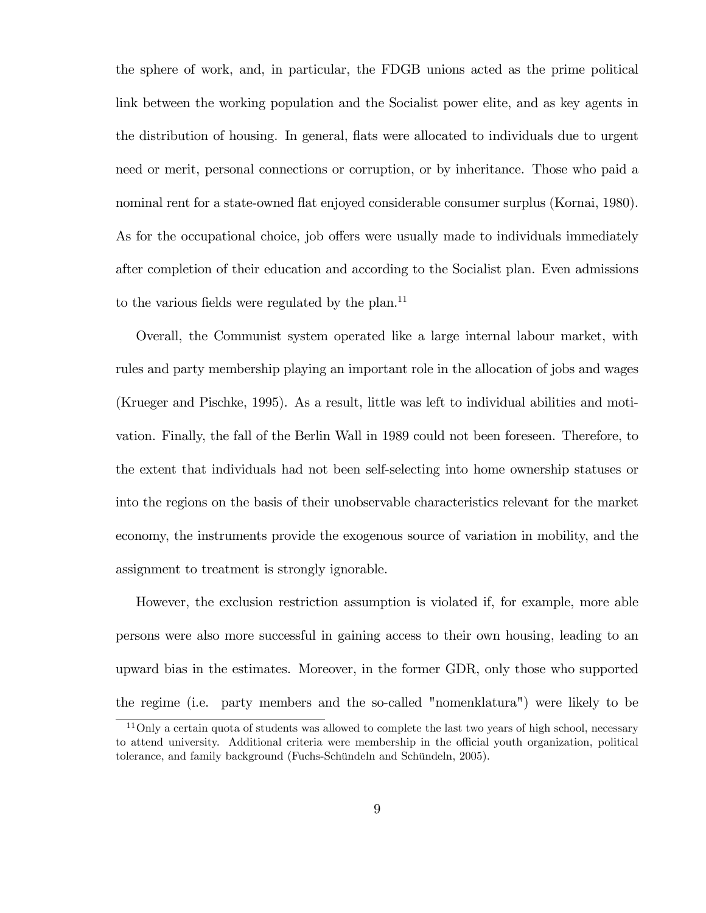the sphere of work, and, in particular, the FDGB unions acted as the prime political link between the working population and the Socialist power elite, and as key agents in the distribution of housing. In general, flats were allocated to individuals due to urgent need or merit, personal connections or corruption, or by inheritance. Those who paid a nominal rent for a state-owned flat enjoyed considerable consumer surplus (Kornai, 1980). As for the occupational choice, job offers were usually made to individuals immediately after completion of their education and according to the Socialist plan. Even admissions to the various fields were regulated by the plan.[11]

Overall, the Communist system operated like a large internal labour market, with rules and party membership playing an important role in the allocation of jobs and wages (Krueger and Pischke, 1995). As a result, little was left to individual abilities and motivation. Finally, the fall of the Berlin Wall in 1989 could not been foreseen. Therefore, to the extent that individuals had not been self-selecting into home ownership statuses or into the regions on the basis of their unobservable characteristics relevant for the market economy, the instruments provide the exogenous source of variation in mobility, and the assignment to treatment is strongly ignorable.

However, the exclusion restriction assumption is violated if, for example, more able persons were also more successful in gaining access to their own housing, leading to an upward bias in the estimates. Moreover, in the former GDR, only those who supported the regime (i.e. party members and the so-called "nomenklatura") were likely to be

[11] Only a certain quota of students was allowed to complete the last two years of high school, necessary to attend university. Additional criteria were membership in the official youth organization, political tolerance, and family background (Fuchs-Schündeln and Schündeln, 2005).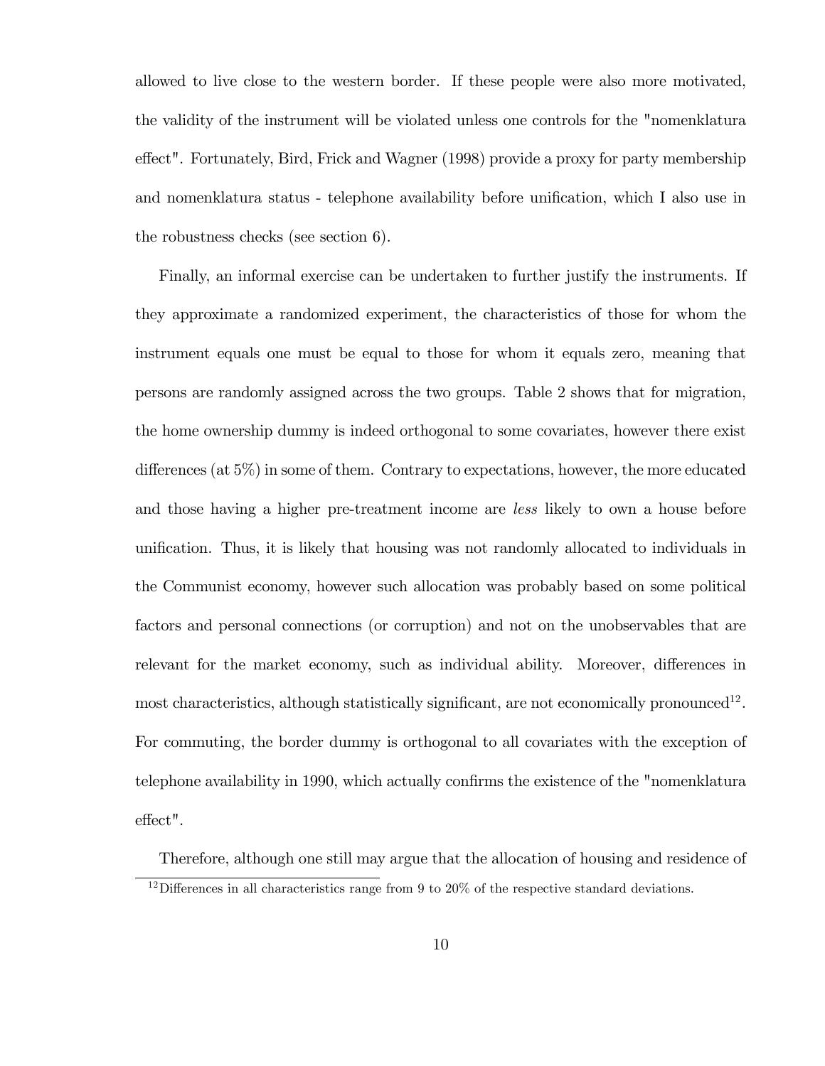allowed to live close to the western border. If these people were also more motivated, the validity of the instrument will be violated unless one controls for the "nomenklatura effect". Fortunately, Bird, Frick and Wagner (1998) provide a proxy for party membership and nomenklatura status - telephone availability before unification, which I also use in the robustness checks (see section 6).

Finally, an informal exercise can be undertaken to further justify the instruments. If they approximate a randomized experiment, the characteristics of those for whom the instrument equals one must be equal to those for whom it equals zero, meaning that persons are randomly assigned across the two groups. Table 2 shows that for migration, the home ownership dummy is indeed orthogonal to some covariates, however there exist differences (at 5%) in some of them. Contrary to expectations, however, the more educated and those having a higher pre-treatment income are *less* likely to own a house before unification. Thus, it is likely that housing was not randomly allocated to individuals in the Communist economy, however such allocation was probably based on some political factors and personal connections (or corruption) and not on the unobservables that are relevant for the market economy, such as individual ability. Moreover, differences in most characteristics, although statistically significant, are not economically pronounced[12]. For commuting, the border dummy is orthogonal to all covariates with the exception of telephone availability in 1990, which actually confirms the existence of the "nomenklatura effect".

Therefore, although one still may argue that the allocation of housing and residence of

[12] Differences in all characteristics range from 9 to 20% of the respective standard deviations.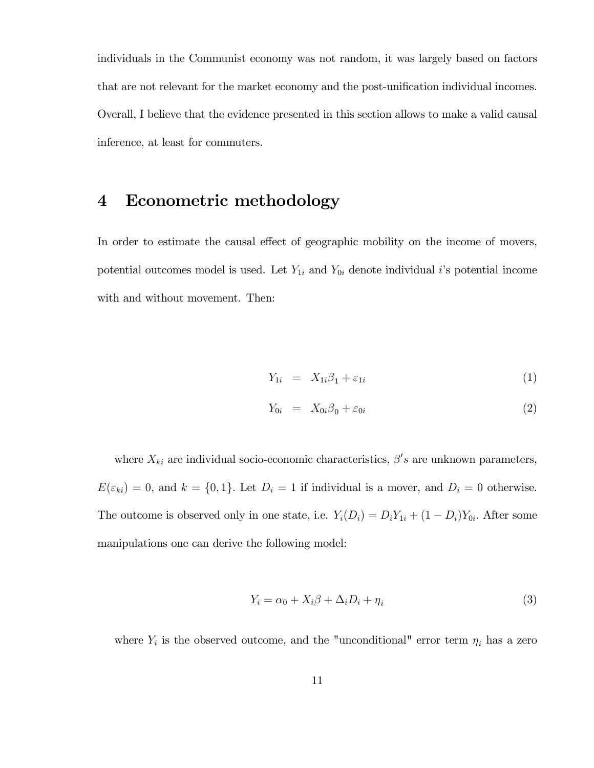individuals in the Communist economy was not random, it was largely based on factors that are not relevant for the market economy and the post-unification individual incomes. Overall, I believe that the evidence presented in this section allows to make a valid causal inference, at least for commuters.

# 4 Econometric methodology

In order to estimate the causal effect of geographic mobility on the income of movers, potential outcomes model is used. Let $Y_{1i}$ and $Y_{0i}$ denote individual $i$'s potential income with and without movement. Then:

$$Y_{1i} = X_{1i}\beta_1 + \varepsilon_{1i} \tag{1}$$

$$Y_{0i} = X_{0i}\beta_0 + \varepsilon_{0i} \tag{2}$$

where $X_{ki}$ are individual socio-economic characteristics, $\beta's$ are unknown parameters, $E(\varepsilon_{ki}) = 0$, and $k = \{0, 1\}$. Let $D_i = 1$ if individual is a mover, and $D_i = 0$ otherwise. The outcome is observed only in one state, i.e. $Y_i(D_i) = D_iY_{1i} + (1 - D_i)Y_{0i}$. After some manipulations one can derive the following model:

$$Y_i = \alpha_0 + X_i\beta + \Delta_i D_i + \eta_i \tag{3}$$

where $Y_i$ is the observed outcome, and the "unconditional" error term $\eta_i$ has a zero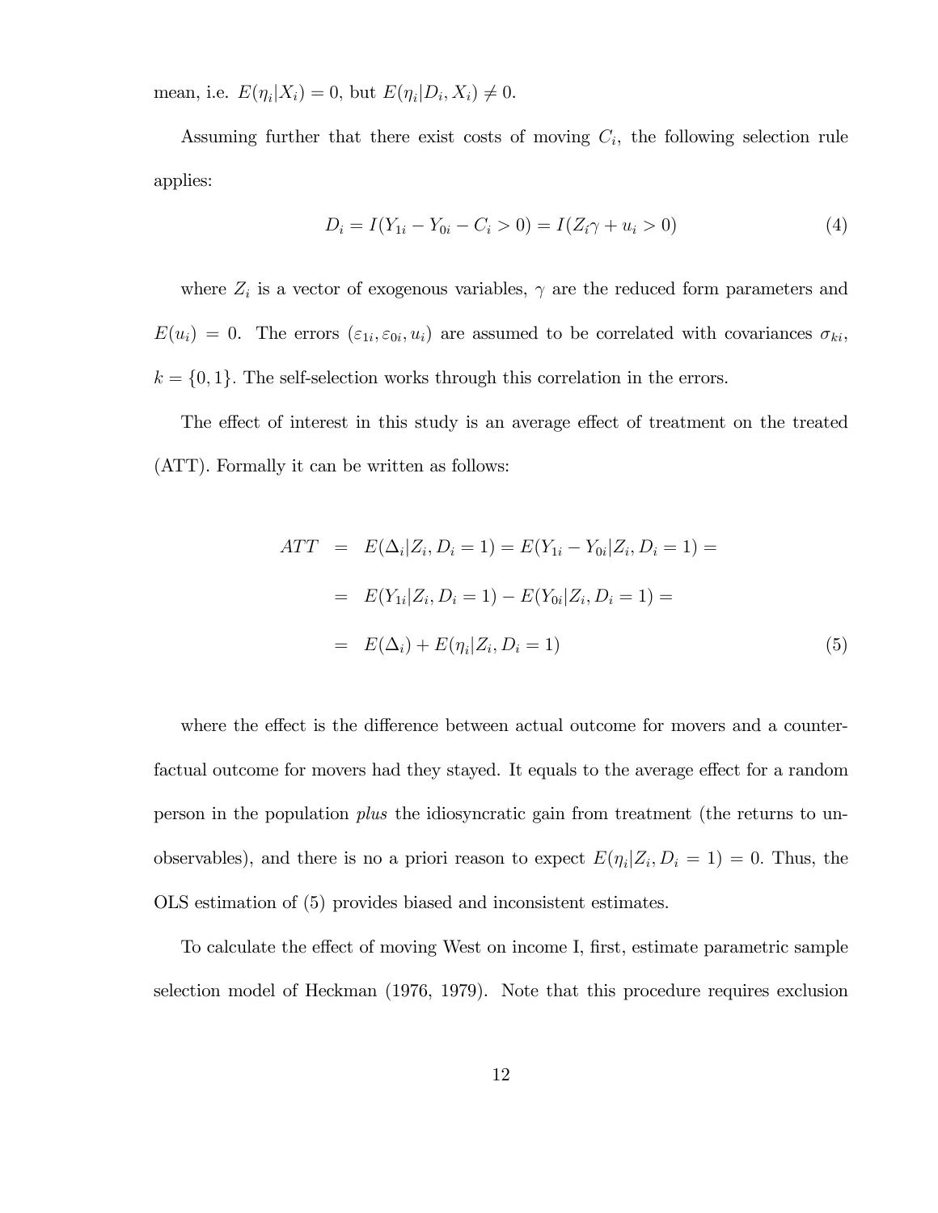mean, i.e. $E(\eta_i|X_i) = 0$, but $E(\eta_i|D_i, X_i) \neq 0$.

Assuming further that there exist costs of moving $C_i$, the following selection rule applies:

$$D_i = I(Y_{1i} - Y_{0i} - C_i > 0) = I(Z_i\gamma + u_i > 0) \tag{4}$$

where $Z_i$ is a vector of exogenous variables, $\gamma$ are the reduced form parameters and $E(u_i) = 0$. The errors $(\varepsilon_{1i}, \varepsilon_{0i}, u_i)$ are assumed to be correlated with covariances $\sigma_{ki}$, $k = \{0, 1\}$. The self-selection works through this correlation in the errors.

The effect of interest in this study is an average effect of treatment on the treated (ATT). Formally it can be written as follows:

$$\begin{aligned} ATT &= E(\Delta_i|Z_i, D_i = 1) = E(Y_{1i} - Y_{0i}|Z_i, D_i = 1) = \\ &= E(Y_{1i}|Z_i, D_i = 1) - E(Y_{0i}|Z_i, D_i = 1) = \\ &= E(\Delta_i) + E(\eta_i|Z_i, D_i = 1) \end{aligned} \tag{5}$$

where the effect is the difference between actual outcome for movers and a counterfactual outcome for movers had they stayed. It equals to the average effect for a random person in the population *plus* the idiosyncratic gain from treatment (the returns to unobservables), and there is no a priori reason to expect $E(\eta_i|Z_i, D_i = 1) = 0$. Thus, the OLS estimation of (5) provides biased and inconsistent estimates.

To calculate the effect of moving West on income I, first, estimate parametric sample selection model of Heckman (1976, 1979). Note that this procedure requires exclusion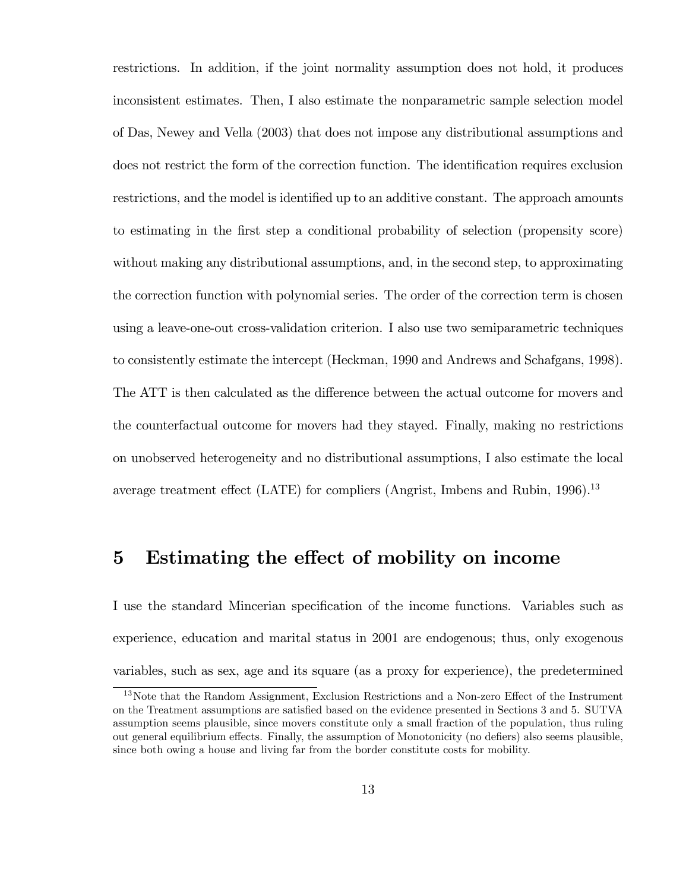restrictions. In addition, if the joint normality assumption does not hold, it produces inconsistent estimates. Then, I also estimate the nonparametric sample selection model of Das, Newey and Vella (2003) that does not impose any distributional assumptions and does not restrict the form of the correction function. The identification requires exclusion restrictions, and the model is identified up to an additive constant. The approach amounts to estimating in the first step a conditional probability of selection (propensity score) without making any distributional assumptions, and, in the second step, to approximating the correction function with polynomial series. The order of the correction term is chosen using a leave-one-out cross-validation criterion. I also use two semiparametric techniques to consistently estimate the intercept (Heckman, 1990 and Andrews and Schafgans, 1998). The ATT is then calculated as the difference between the actual outcome for movers and the counterfactual outcome for movers had they stayed. Finally, making no restrictions on unobserved heterogeneity and no distributional assumptions, I also estimate the local average treatment effect (LATE) for compliers (Angrist, Imbens and Rubin, 1996).[13]

# 5 Estimating the effect of mobility on income

I use the standard Mincerian specification of the income functions. Variables such as experience, education and marital status in 2001 are endogenous; thus, only exogenous variables, such as sex, age and its square (as a proxy for experience), the predetermined

[13] Note that the Random Assignment, Exclusion Restrictions and a Non-zero Effect of the Instrument on the Treatment assumptions are satisfied based on the evidence presented in Sections 3 and 5. SUTVA assumption seems plausible, since movers constitute only a small fraction of the population, thus ruling out general equilibrium effects. Finally, the assumption of Monotonicity (no defiers) also seems plausible, since both owing a house and living far from the border constitute costs for mobility.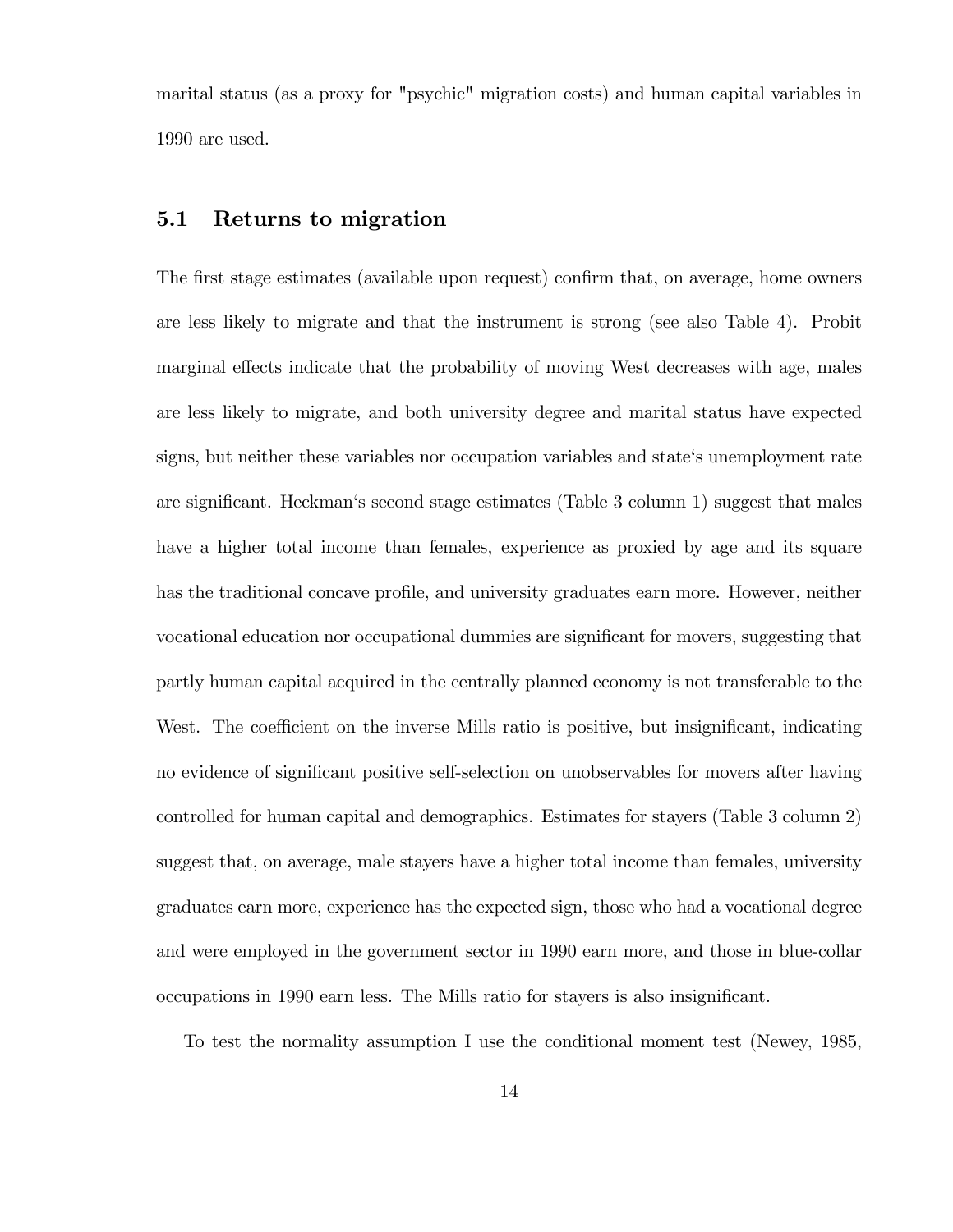marital status (as a proxy for "psychic" migration costs) and human capital variables in 1990 are used.

## 5.1 Returns to migration

The first stage estimates (available upon request) confirm that, on average, home owners are less likely to migrate and that the instrument is strong (see also Table 4). Probit marginal effects indicate that the probability of moving West decreases with age, males are less likely to migrate, and both university degree and marital status have expected signs, but neither these variables nor occupation variables and state's unemployment rate are significant. Heckman's second stage estimates (Table 3 column 1) suggest that males have a higher total income than females, experience as proxied by age and its square has the traditional concave profile, and university graduates earn more. However, neither vocational education nor occupational dummies are significant for movers, suggesting that partly human capital acquired in the centrally planned economy is not transferable to the West. The coefficient on the inverse Mills ratio is positive, but insignificant, indicating no evidence of significant positive self-selection on unobservables for movers after having controlled for human capital and demographics. Estimates for stayers (Table 3 column 2) suggest that, on average, male stayers have a higher total income than females, university graduates earn more, experience has the expected sign, those who had a vocational degree and were employed in the government sector in 1990 earn more, and those in blue-collar occupations in 1990 earn less. The Mills ratio for stayers is also insignificant.

To test the normality assumption I use the conditional moment test (Newey, 1985,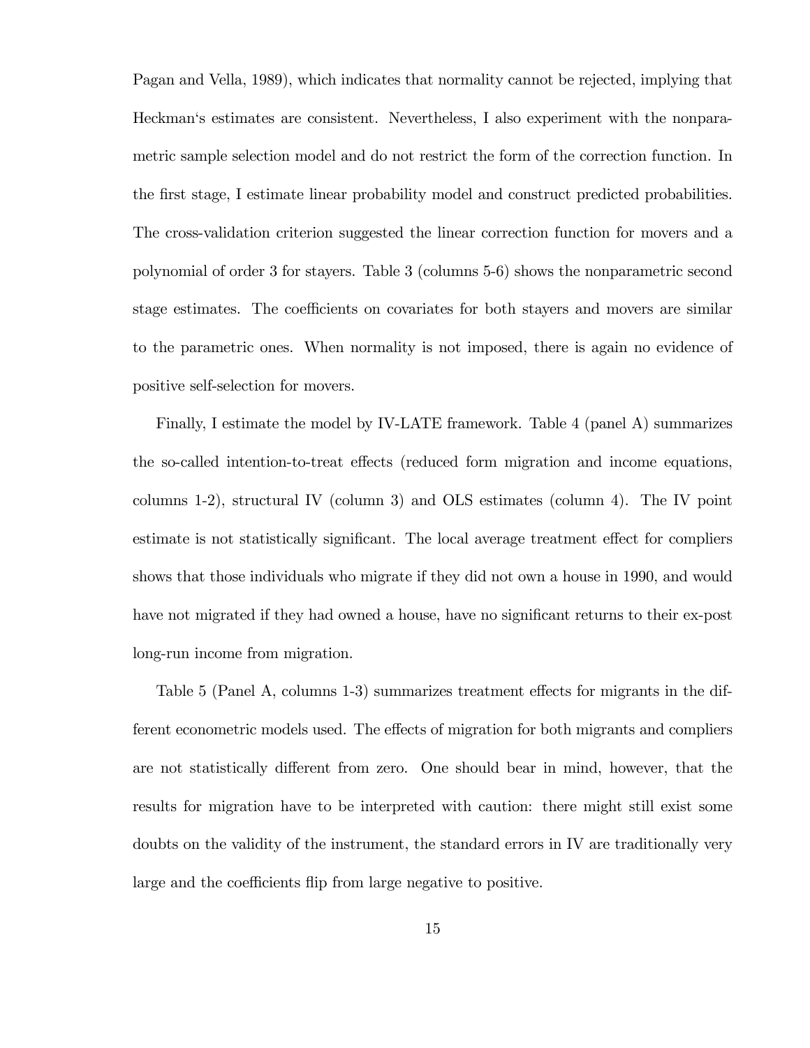Pagan and Vella, 1989), which indicates that normality cannot be rejected, implying that Heckman's estimates are consistent. Nevertheless, I also experiment with the nonparametric sample selection model and do not restrict the form of the correction function. In the first stage, I estimate linear probability model and construct predicted probabilities. The cross-validation criterion suggested the linear correction function for movers and a polynomial of order 3 for stayers. Table 3 (columns 5-6) shows the nonparametric second stage estimates. The coefficients on covariates for both stayers and movers are similar to the parametric ones. When normality is not imposed, there is again no evidence of positive self-selection for movers.

Finally, I estimate the model by IV-LATE framework. Table 4 (panel A) summarizes the so-called intention-to-treat effects (reduced form migration and income equations, columns 1-2), structural IV (column 3) and OLS estimates (column 4). The IV point estimate is not statistically significant. The local average treatment effect for compliers shows that those individuals who migrate if they did not own a house in 1990, and would have not migrated if they had owned a house, have no significant returns to their ex-post long-run income from migration.

Table 5 (Panel A, columns 1-3) summarizes treatment effects for migrants in the different econometric models used. The effects of migration for both migrants and compliers are not statistically different from zero. One should bear in mind, however, that the results for migration have to be interpreted with caution: there might still exist some doubts on the validity of the instrument, the standard errors in IV are traditionally very large and the coefficients flip from large negative to positive.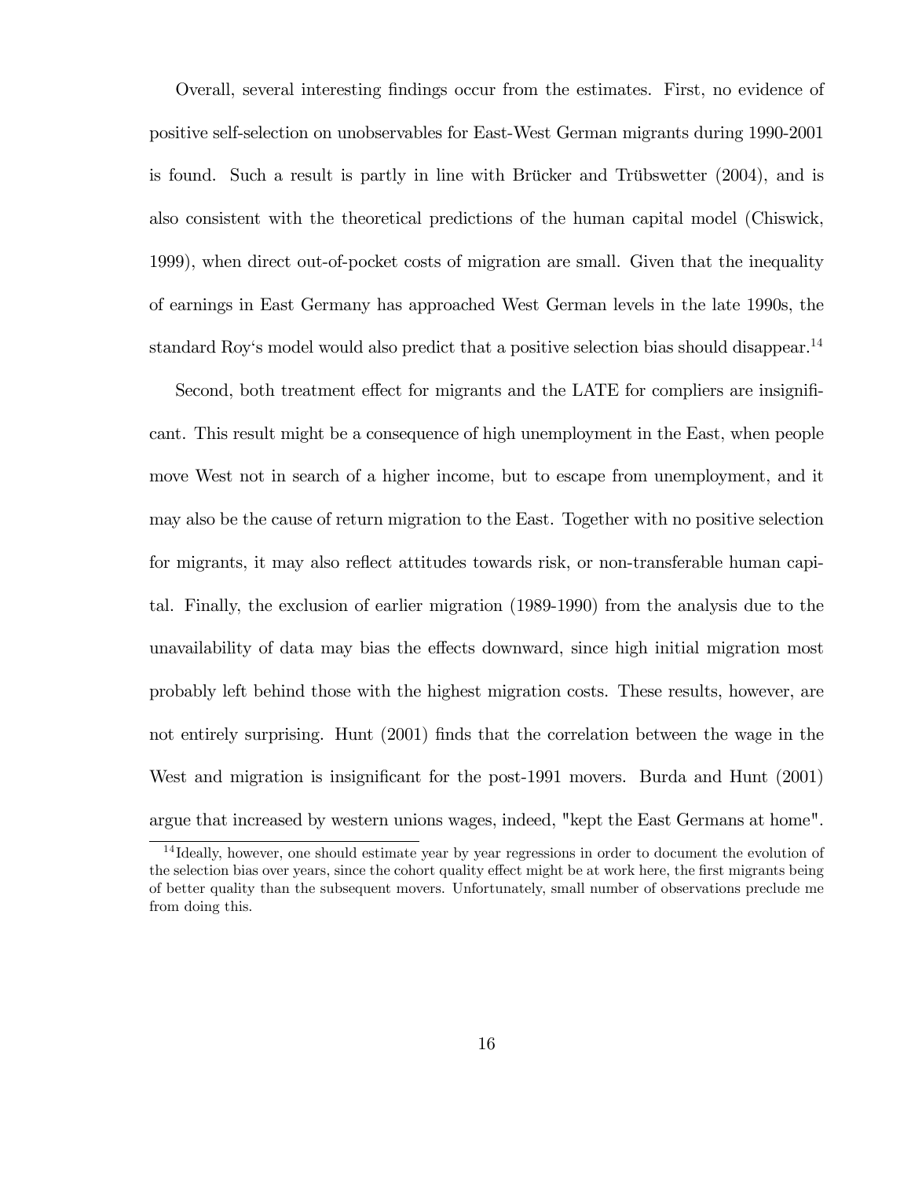Overall, several interesting findings occur from the estimates. First, no evidence of positive self-selection on unobservables for East-West German migrants during 1990-2001 is found. Such a result is partly in line with Brücker and Trübswetter (2004), and is also consistent with the theoretical predictions of the human capital model (Chiswick, 1999), when direct out-of-pocket costs of migration are small. Given that the inequality of earnings in East Germany has approached West German levels in the late 1990s, the standard Roy's model would also predict that a positive selection bias should disappear.[14]

Second, both treatment effect for migrants and the LATE for compliers are insignificant. This result might be a consequence of high unemployment in the East, when people move West not in search of a higher income, but to escape from unemployment, and it may also be the cause of return migration to the East. Together with no positive selection for migrants, it may also reflect attitudes towards risk, or non-transferable human capital. Finally, the exclusion of earlier migration (1989-1990) from the analysis due to the unavailability of data may bias the effects downward, since high initial migration most probably left behind those with the highest migration costs. These results, however, are not entirely surprising. Hunt (2001) finds that the correlation between the wage in the West and migration is insignificant for the post-1991 movers. Burda and Hunt (2001) argue that increased by western unions wages, indeed, "kept the East Germans at home".

[14] Ideally, however, one should estimate year by year regressions in order to document the evolution of the selection bias over years, since the cohort quality effect might be at work here, the first migrants being of better quality than the subsequent movers. Unfortunately, small number of observations preclude me from doing this.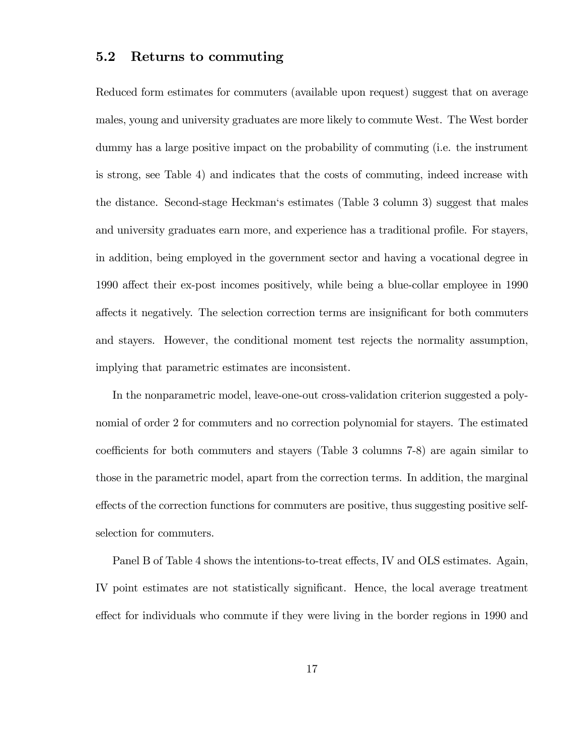### 5.2 Returns to commuting

Reduced form estimates for commuters (available upon request) suggest that on average males, young and university graduates are more likely to commute West. The West border dummy has a large positive impact on the probability of commuting (i.e. the instrument is strong, see Table 4) and indicates that the costs of commuting, indeed increase with the distance. Second-stage Heckman's estimates (Table 3 column 3) suggest that males and university graduates earn more, and experience has a traditional profile. For stayers, in addition, being employed in the government sector and having a vocational degree in 1990 affect their ex-post incomes positively, while being a blue-collar employee in 1990 affects it negatively. The selection correction terms are insignificant for both commuters and stayers. However, the conditional moment test rejects the normality assumption, implying that parametric estimates are inconsistent.

In the nonparametric model, leave-one-out cross-validation criterion suggested a polynomial of order 2 for commuters and no correction polynomial for stayers. The estimated coefficients for both commuters and stayers (Table 3 columns 7-8) are again similar to those in the parametric model, apart from the correction terms. In addition, the marginal effects of the correction functions for commuters are positive, thus suggesting positive self-selection for commuters.

Panel B of Table 4 shows the intentions-to-treat effects, IV and OLS estimates. Again, IV point estimates are not statistically significant. Hence, the local average treatment effect for individuals who commute if they were living in the border regions in 1990 and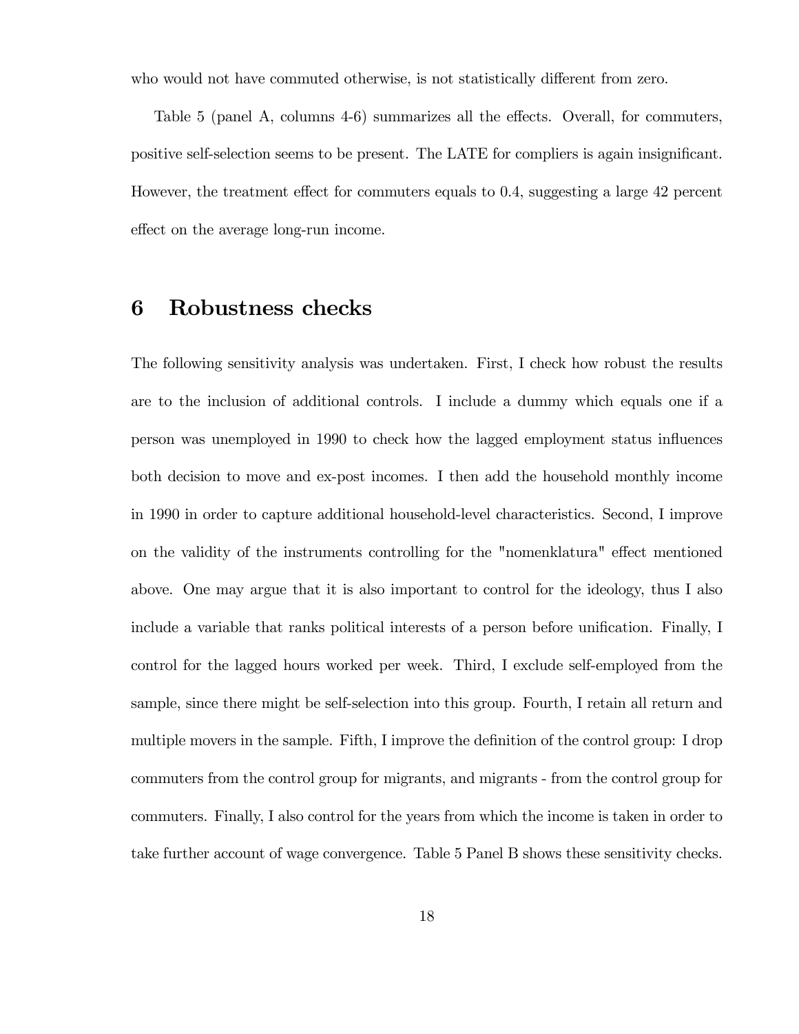who would not have commuted otherwise, is not statistically different from zero.

Table 5 (panel A, columns 4-6) summarizes all the effects. Overall, for commuters, positive self-selection seems to be present. The LATE for compliers is again insignificant. However, the treatment effect for commuters equals to 0.4, suggesting a large 42 percent effect on the average long-run income.

# 6 Robustness checks

The following sensitivity analysis was undertaken. First, I check how robust the results are to the inclusion of additional controls. I include a dummy which equals one if a person was unemployed in 1990 to check how the lagged employment status influences both decision to move and ex-post incomes. I then add the household monthly income in 1990 in order to capture additional household-level characteristics. Second, I improve on the validity of the instruments controlling for the "nomenklatura" effect mentioned above. One may argue that it is also important to control for the ideology, thus I also include a variable that ranks political interests of a person before unification. Finally, I control for the lagged hours worked per week. Third, I exclude self-employed from the sample, since there might be self-selection into this group. Fourth, I retain all return and multiple movers in the sample. Fifth, I improve the definition of the control group: I drop commuters from the control group for migrants, and migrants - from the control group for commuters. Finally, I also control for the years from which the income is taken in order to take further account of wage convergence. Table 5 Panel B shows these sensitivity checks.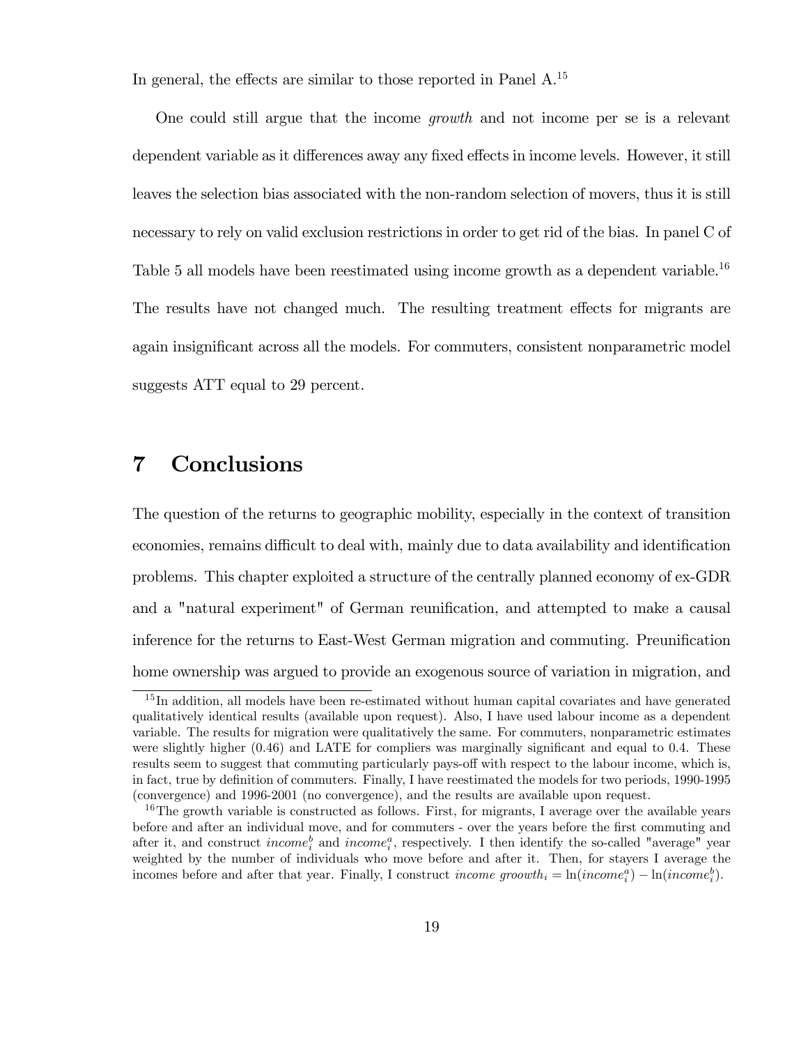In general, the effects are similar to those reported in Panel A.[15]

One could still argue that the income *growth* and not income per se is a relevant dependent variable as it differences away any fixed effects in income levels. However, it still leaves the selection bias associated with the non-random selection of movers, thus it is still necessary to rely on valid exclusion restrictions in order to get rid of the bias. In panel C of Table 5 all models have been reestimated using income growth as a dependent variable.[16] The results have not changed much. The resulting treatment effects for migrants are again insignificant across all the models. For commuters, consistent nonparametric model suggests ATT equal to 29 percent.

# 7 Conclusions

The question of the returns to geographic mobility, especially in the context of transition economies, remains difficult to deal with, mainly due to data availability and identification problems. This chapter exploited a structure of the centrally planned economy of ex-GDR and a "natural experiment" of German reunification, and attempted to make a causal inference for the returns to East-West German migration and commuting. Preunification home ownership was argued to provide an exogenous source of variation in migration, and

---

[15] In addition, all models have been re-estimated without human capital covariates and have generated qualitatively identical results (available upon request). Also, I have used labour income as a dependent variable. The results for migration were qualitatively the same. For commuters, nonparametric estimates were slightly higher (0.46) and LATE for compliers was marginally significant and equal to 0.4. These results seem to suggest that commuting particularly pays-off with respect to the labour income, which is, in fact, true by definition of commuters. Finally, I have reestimated the models for two periods, 1990-1995 (convergence) and 1996-2001 (no convergence), and the results are available upon request.

[16] The growth variable is constructed as follows. First, for migrants, I average over the available years before and after an individual move, and for commuters - over the years before the first commuting and after it, and construct $income_i^b$ and $income_i^a$, respectively. I then identify the so-called "average" year weighted by the number of individuals who move before and after it. Then, for stayers I average the incomes before and after that year. Finally, I construct $income\ groowth_i = \ln(income_i^a) - \ln(income_i^b)$.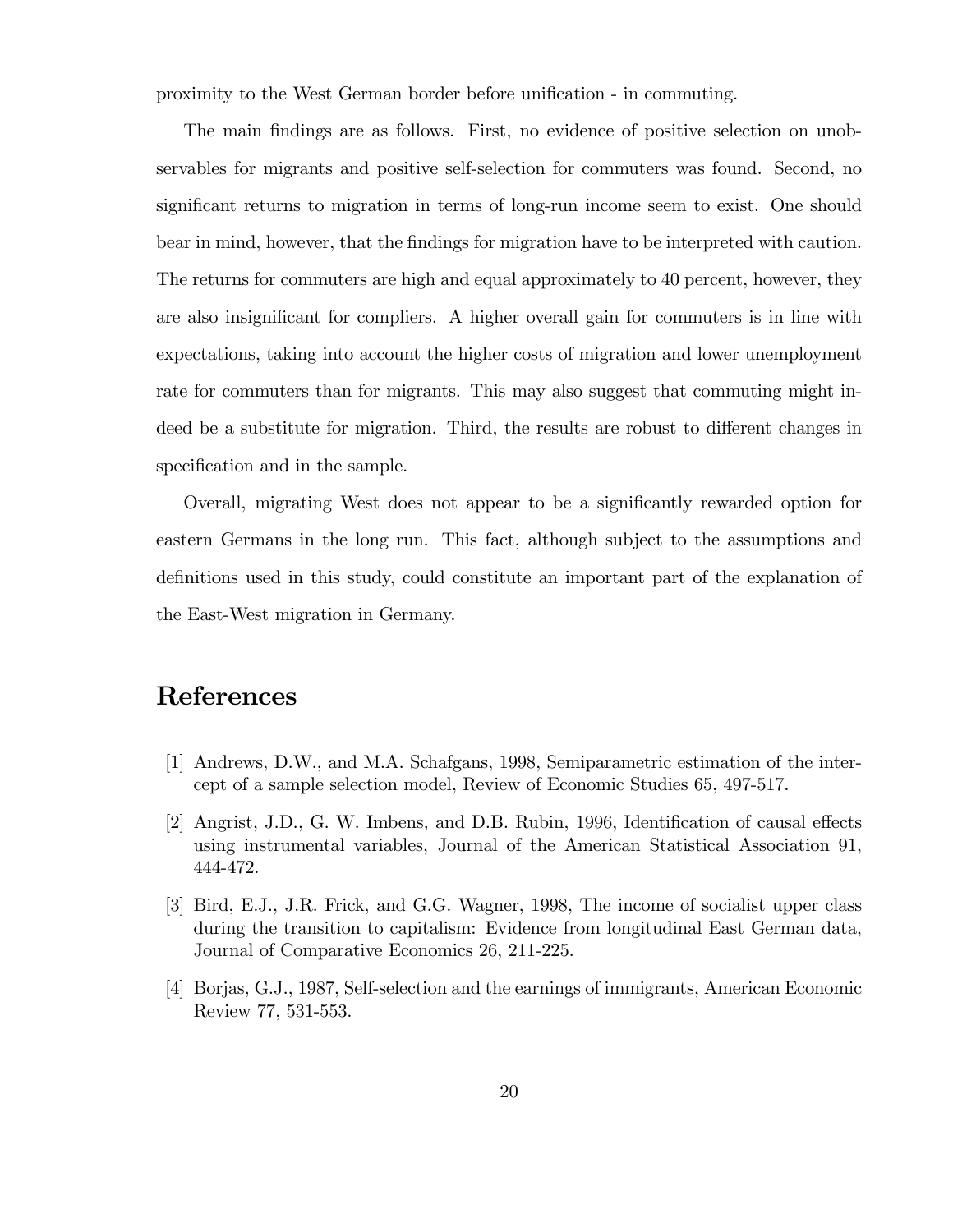proximity to the West German border before unification - in commuting.

The main findings are as follows. First, no evidence of positive selection on unobservables for migrants and positive self-selection for commuters was found. Second, no significant returns to migration in terms of long-run income seem to exist. One should bear in mind, however, that the findings for migration have to be interpreted with caution. The returns for commuters are high and equal approximately to 40 percent, however, they are also insignificant for compliers. A higher overall gain for commuters is in line with expectations, taking into account the higher costs of migration and lower unemployment rate for commuters than for migrants. This may also suggest that commuting might indeed be a substitute for migration. Third, the results are robust to different changes in specification and in the sample.

Overall, migrating West does not appear to be a significantly rewarded option for eastern Germans in the long run. This fact, although subject to the assumptions and definitions used in this study, could constitute an important part of the explanation of the East-West migration in Germany.

# References

[1] Andrews, D.W., and M.A. Schafgans, 1998, Semiparametric estimation of the intercept of a sample selection model, Review of Economic Studies 65, 497-517.

[2] Angrist, J.D., G. W. Imbens, and D.B. Rubin, 1996, Identification of causal effects using instrumental variables, Journal of the American Statistical Association 91, 444-472.

[3] Bird, E.J., J.R. Frick, and G.G. Wagner, 1998, The income of socialist upper class during the transition to capitalism: Evidence from longitudinal East German data, Journal of Comparative Economics 26, 211-225.

[4] Borjas, G.J., 1987, Self-selection and the earnings of immigrants, American Economic Review 77, 531-553.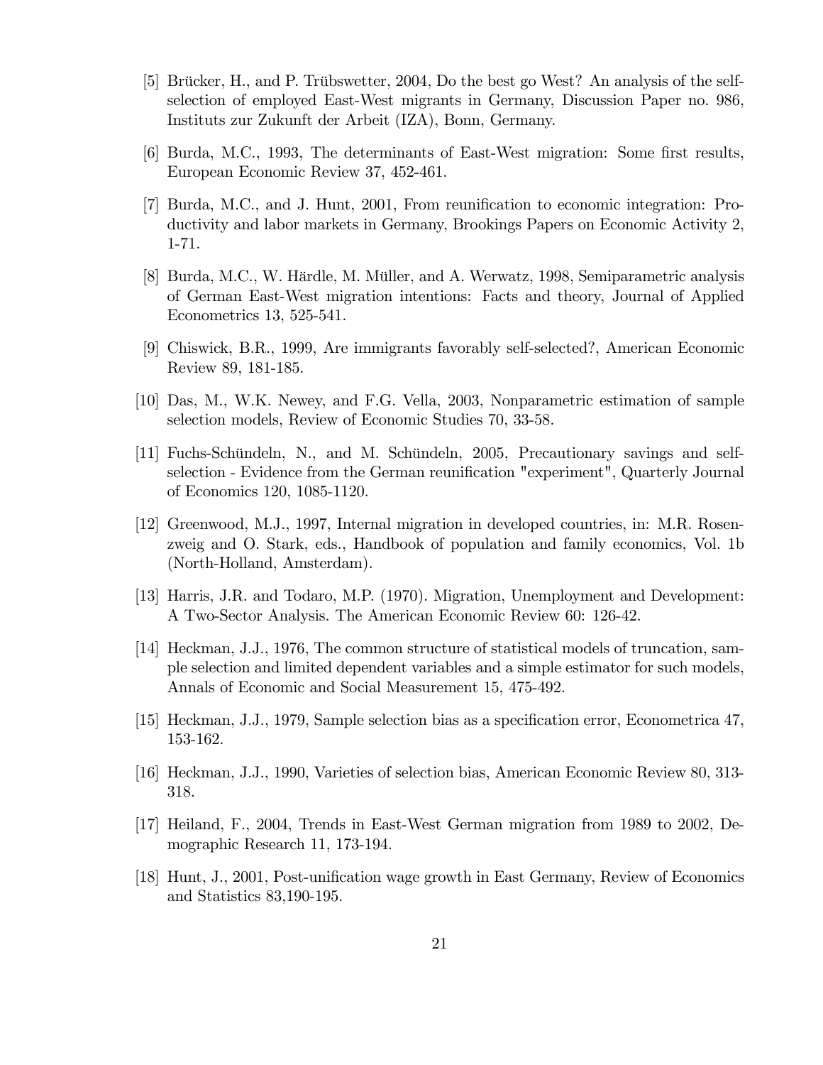[5] Brücker, H., and P. Trübswetter, 2004, Do the best go West? An analysis of the self-selection of employed East-West migrants in Germany, Discussion Paper no. 986, Instituts zur Zukunft der Arbeit (IZA), Bonn, Germany.

[6] Burda, M.C., 1993, The determinants of East-West migration: Some first results, European Economic Review 37, 452-461.

[7] Burda, M.C., and J. Hunt, 2001, From reunification to economic integration: Productivity and labor markets in Germany, Brookings Papers on Economic Activity 2, 1-71.

[8] Burda, M.C., W. Härdle, M. Müller, and A. Werwatz, 1998, Semiparametric analysis of German East-West migration intentions: Facts and theory, Journal of Applied Econometrics 13, 525-541.

[9] Chiswick, B.R., 1999, Are immigrants favorably self-selected?, American Economic Review 89, 181-185.

[10] Das, M., W.K. Newey, and F.G. Vella, 2003, Nonparametric estimation of sample selection models, Review of Economic Studies 70, 33-58.

[11] Fuchs-Schündeln, N., and M. Schündeln, 2005, Precautionary savings and self-selection - Evidence from the German reunification "experiment", Quarterly Journal of Economics 120, 1085-1120.

[12] Greenwood, M.J., 1997, Internal migration in developed countries, in: M.R. Rosenzweig and O. Stark, eds., Handbook of population and family economics, Vol. 1b (North-Holland, Amsterdam).

[13] Harris, J.R. and Todaro, M.P. (1970). Migration, Unemployment and Development: A Two-Sector Analysis. The American Economic Review 60: 126-42.

[14] Heckman, J.J., 1976, The common structure of statistical models of truncation, sample selection and limited dependent variables and a simple estimator for such models, Annals of Economic and Social Measurement 15, 475-492.

[15] Heckman, J.J., 1979, Sample selection bias as a specification error, Econometrica 47, 153-162.

[16] Heckman, J.J., 1990, Varieties of selection bias, American Economic Review 80, 313-318.

[17] Heiland, F., 2004, Trends in East-West German migration from 1989 to 2002, Demographic Research 11, 173-194.

[18] Hunt, J., 2001, Post-unification wage growth in East Germany, Review of Economics and Statistics 83,190-195.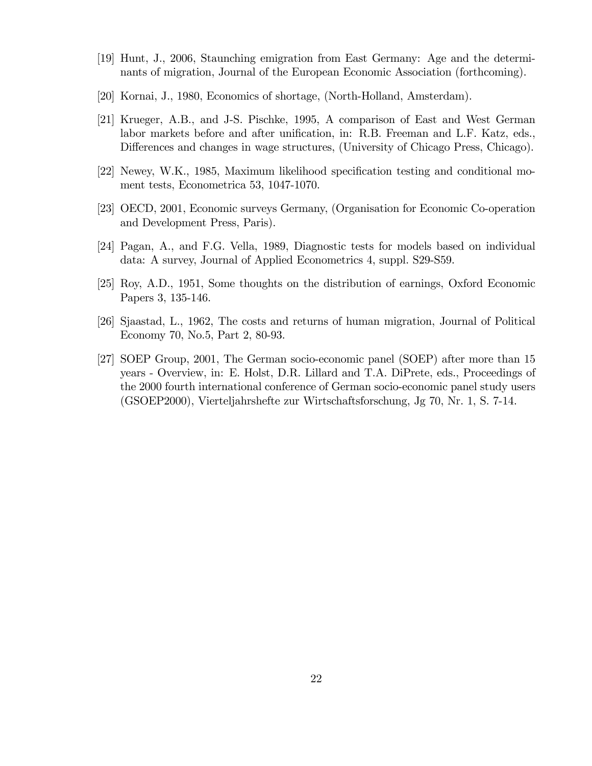[19] Hunt, J., 2006, Staunching emigration from East Germany: Age and the determinants of migration, Journal of the European Economic Association (forthcoming).

[20] Kornai, J., 1980, Economics of shortage, (North-Holland, Amsterdam).

[21] Krueger, A.B., and J-S. Pischke, 1995, A comparison of East and West German labor markets before and after unification, in: R.B. Freeman and L.F. Katz, eds., Differences and changes in wage structures, (University of Chicago Press, Chicago).

[22] Newey, W.K., 1985, Maximum likelihood specification testing and conditional moment tests, Econometrica 53, 1047-1070.

[23] OECD, 2001, Economic surveys Germany, (Organisation for Economic Co-operation and Development Press, Paris).

[24] Pagan, A., and F.G. Vella, 1989, Diagnostic tests for models based on individual data: A survey, Journal of Applied Econometrics 4, suppl. S29-S59.

[25] Roy, A.D., 1951, Some thoughts on the distribution of earnings, Oxford Economic Papers 3, 135-146.

[26] Sjaastad, L., 1962, The costs and returns of human migration, Journal of Political Economy 70, No.5, Part 2, 80-93.

[27] SOEP Group, 2001, The German socio-economic panel (SOEP) after more than 15 years - Overview, in: E. Holst, D.R. Lillard and T.A. DiPrete, eds., Proceedings of the 2000 fourth international conference of German socio-economic panel study users (GSOEP2000), Vierteljahrshefte zur Wirtschaftsforschung, Jg 70, Nr. 1, S. 7-14.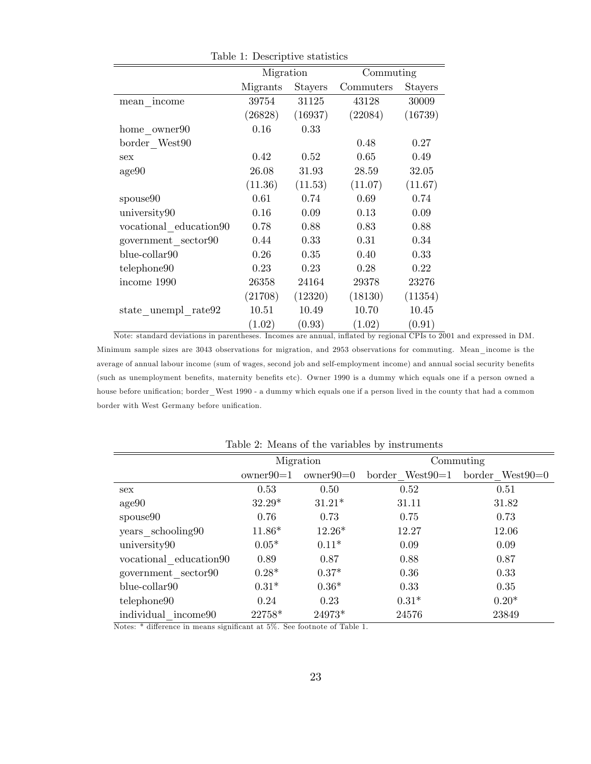Table 1: Descriptive statistics

| | Migration | | Commuting | |
|---|---|---|---|---|
| | Migrants | Stayers | Commuters | Stayers |
| mean_income | 39754 | 31125 | 43128 | 30009 |
| | (26828) | (16937) | (22084) | (16739) |
| home_owner90 | 0.16 | 0.33 | | |
| border_West90 | | | 0.48 | 0.27 |
| sex | 0.42 | 0.52 | 0.65 | 0.49 |
| age90 | 26.08 | 31.93 | 28.59 | 32.05 |
| | (11.36) | (11.53) | (11.07) | (11.67) |
| spouse90 | 0.61 | 0.74 | 0.69 | 0.74 |
| university90 | 0.16 | 0.09 | 0.13 | 0.09 |
| vocational_education90 | 0.78 | 0.88 | 0.83 | 0.88 |
| government_sector90 | 0.44 | 0.33 | 0.31 | 0.34 |
| blue-collar90 | 0.26 | 0.35 | 0.40 | 0.33 |
| telephone90 | 0.23 | 0.23 | 0.28 | 0.22 |
| income 1990 | 26358 | 24164 | 29378 | 23276 |
| | (21708) | (12320) | (18130) | (11354) |
| state_unempl_rate92 | 10.51 | 10.49 | 10.70 | 10.45 |
| | (1.02) | (0.93) | (1.02) | (0.91) |

Note: standard deviations in parentheses. Incomes are annual, inflated by regional CPIs to 2001 and expressed in DM. Minimum sample sizes are 3043 observations for migration, and 2953 observations for commuting. Mean_income is the average of annual labour income (sum of wages, second job and self-employment income) and annual social security benefits (such as unemployment benefits, maternity benefits etc). Owner 1990 is a dummy which equals one if a person owned a house before unification; border_West 1990 - a dummy which equals one if a person lived in the county that had a common border with West Germany before unification.

Table 2: Means of the variables by instruments

| | Migration | | Commuting | |
|---|---|---|---|---|
| | owner90=1 | owner90=0 | border_West90=1 | border_West90=0 |
| sex | 0.53 | 0.50 | 0.52 | 0.51 |
| age90 | 32.29* | 31.21* | 31.11 | 31.82 |
| spouse90 | 0.76 | 0.73 | 0.75 | 0.73 |
| years_schooling90 | 11.86* | 12.26* | 12.27 | 12.06 |
| university90 | 0.05* | 0.11* | 0.09 | 0.09 |
| vocational_education90 | 0.89 | 0.87 | 0.88 | 0.87 |
| government_sector90 | 0.28* | 0.37* | 0.36 | 0.33 |
| blue-collar90 | 0.31* | 0.36* | 0.33 | 0.35 |
| telephone90 | 0.24 | 0.23 | 0.31* | 0.20* |
| individual_income90 | 22758* | 24973* | 24576 | 23849 |

Notes: * difference in means significant at 5%. See footnote of Table 1.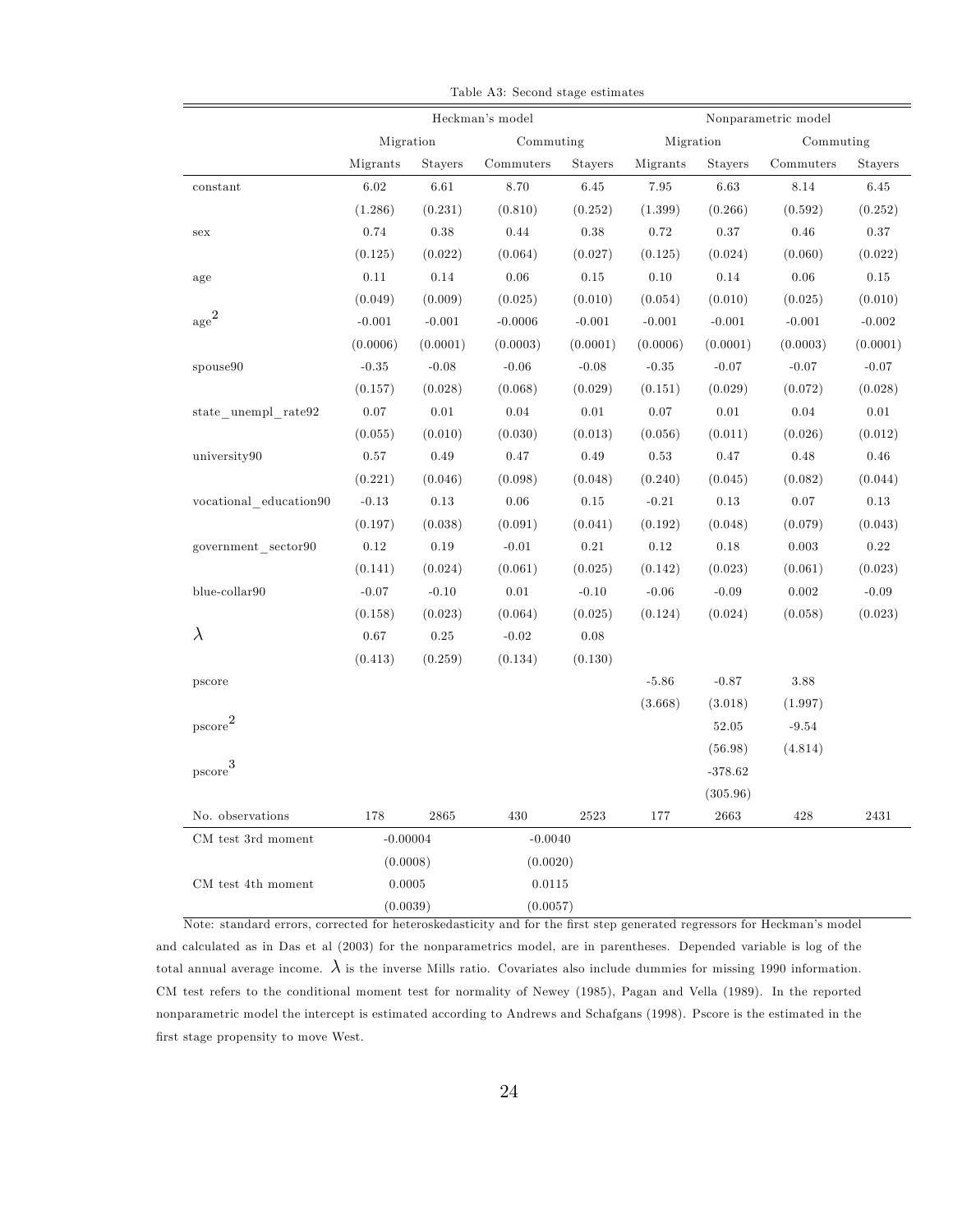Table A3: Second stage estimates

| | Heckman's model | | | | Nonparametric model | | | |
|---|---|---|---|---|---|---|---|---|
| | Migration | | Commuting | | Migration | | Commuting | |
| | Migrants | Stayers | Commuters | Stayers | Migrants | Stayers | Commuters | Stayers |
| constant | 6.02 | 6.61 | 8.70 | 6.45 | 7.95 | 6.63 | 8.14 | 6.45 |
| | (1.286) | (0.231) | (0.810) | (0.252) | (1.399) | (0.266) | (0.592) | (0.252) |
| sex | 0.74 | 0.38 | 0.44 | 0.38 | 0.72 | 0.37 | 0.46 | 0.37 |
| | (0.125) | (0.022) | (0.064) | (0.027) | (0.125) | (0.024) | (0.060) | (0.022) |
| age | 0.11 | 0.14 | 0.06 | 0.15 | 0.10 | 0.14 | 0.06 | 0.15 |
| | (0.049) | (0.009) | (0.025) | (0.010) | (0.054) | (0.010) | (0.025) | (0.010) |
| $age^2$ | -0.001 | -0.001 | -0.0006 | -0.001 | -0.001 | -0.001 | -0.001 | -0.002 |
| | (0.0006) | (0.0001) | (0.0003) | (0.0001) | (0.0006) | (0.0001) | (0.0003) | (0.0001) |
| spouse90 | -0.35 | -0.08 | -0.06 | -0.08 | -0.35 | -0.07 | -0.07 | -0.07 |
| | (0.157) | (0.028) | (0.068) | (0.029) | (0.151) | (0.029) | (0.072) | (0.028) |
| state_unempl_rate92 | 0.07 | 0.01 | 0.04 | 0.01 | 0.07 | 0.01 | 0.04 | 0.01 |
| | (0.055) | (0.010) | (0.030) | (0.013) | (0.056) | (0.011) | (0.026) | (0.012) |
| university90 | 0.57 | 0.49 | 0.47 | 0.49 | 0.53 | 0.47 | 0.48 | 0.46 |
| | (0.221) | (0.046) | (0.098) | (0.048) | (0.240) | (0.045) | (0.082) | (0.044) |
| vocational_education90 | -0.13 | 0.13 | 0.06 | 0.15 | -0.21 | 0.13 | 0.07 | 0.13 |
| | (0.197) | (0.038) | (0.091) | (0.041) | (0.192) | (0.048) | (0.079) | (0.043) |
| government_sector90 | 0.12 | 0.19 | -0.01 | 0.21 | 0.12 | 0.18 | 0.003 | 0.22 |
| | (0.141) | (0.024) | (0.061) | (0.025) | (0.142) | (0.023) | (0.061) | (0.023) |
| blue-collar90 | -0.07 | -0.10 | 0.01 | -0.10 | -0.06 | -0.09 | 0.002 | -0.09 |
| | (0.158) | (0.023) | (0.064) | (0.025) | (0.124) | (0.024) | (0.058) | (0.023) |
| $\lambda$ | 0.67 | 0.25 | -0.02 | 0.08 | | | | |
| | (0.413) | (0.259) | (0.134) | (0.130) | | | | |
| pscore | | | | | -5.86 | -0.87 | 3.88 | |
| | | | | | (3.668) | (3.018) | (1.997) | |
| $pscore^2$ | | | | | | 52.05 | -9.54 | |
| | | | | | | (56.98) | (4.814) | |
| $pscore^3$ | | | | | | -378.62 | | |
| | | | | | | (305.96) | | |
| No. observations | 178 | 2865 | 430 | 2523 | 177 | 2663 | 428 | 2431 |
| CM test 3rd moment | -0.00004 | | -0.0040 | | | | | |
| | (0.0008) | | (0.0020) | | | | | |
| CM test 4th moment | 0.0005 | | 0.0115 | | | | | |
| | (0.0039) | | (0.0057) | | | | | |

Note: standard errors, corrected for heteroskedasticity and for the first step generated regressors for Heckman's model and calculated as in Das et al (2003) for the nonparametrics model, are in parentheses. Depended variable is log of the total annual average income. $\lambda$ is the inverse Mills ratio. Covariates also include dummies for missing 1990 information. CM test refers to the conditional moment test for normality of Newey (1985), Pagan and Vella (1989). In the reported nonparametric model the intercept is estimated according to Andrews and Schafgans (1998). Pscore is the estimated in the first stage propensity to move West.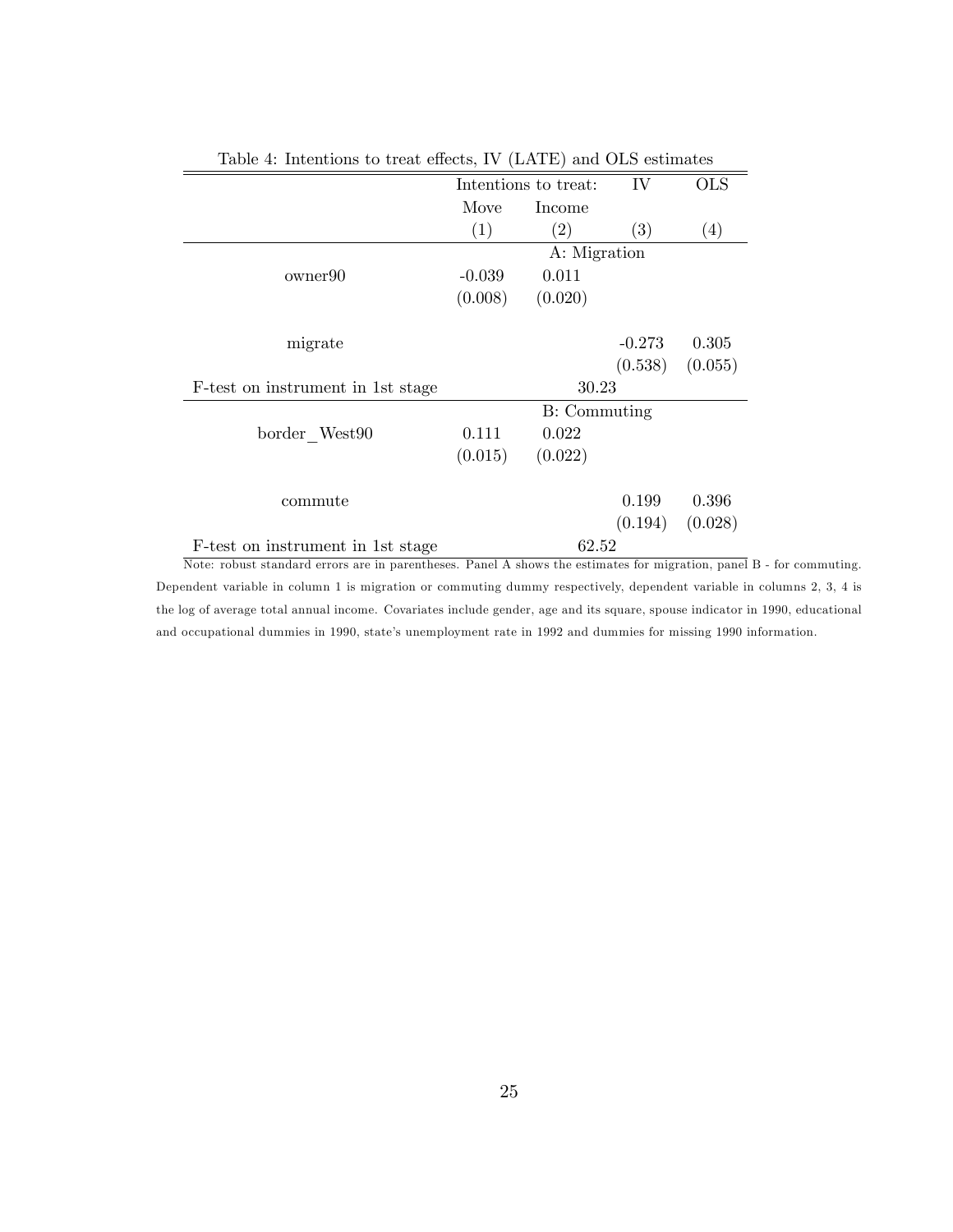Table 4: Intentions to treat effects, IV (LATE) and OLS estimates

| | Intentions to treat: | | IV | OLS |
|---|---|---|---|---|
| | Move | Income | | |
| | (1) | (2) | (3) | (4) |
| | A: Migration | | | |
| owner90 | -0.039 | 0.011 | | |
| | (0.008) | (0.020) | | |
| migrate | | | -0.273 | 0.305 |
| | | | (0.538) | (0.055) |
| F-test on instrument in 1st stage | 30.23 | | | |
| | B: Commuting | | | |
| border_West90 | 0.111 | 0.022 | | |
| | (0.015) | (0.022) | | |
| commute | | | 0.199 | 0.396 |
| | | | (0.194) | (0.028) |
| F-test on instrument in 1st stage | 62.52 | | | |

Note: robust standard errors are in parentheses. Panel A shows the estimates for migration, panel B - for commuting. Dependent variable in column 1 is migration or commuting dummy respectively, dependent variable in columns 2, 3, 4 is the log of average total annual income. Covariates include gender, age and its square, spouse indicator in 1990, educational and occupational dummies in 1990, state's unemployment rate in 1992 and dummies for missing 1990 information.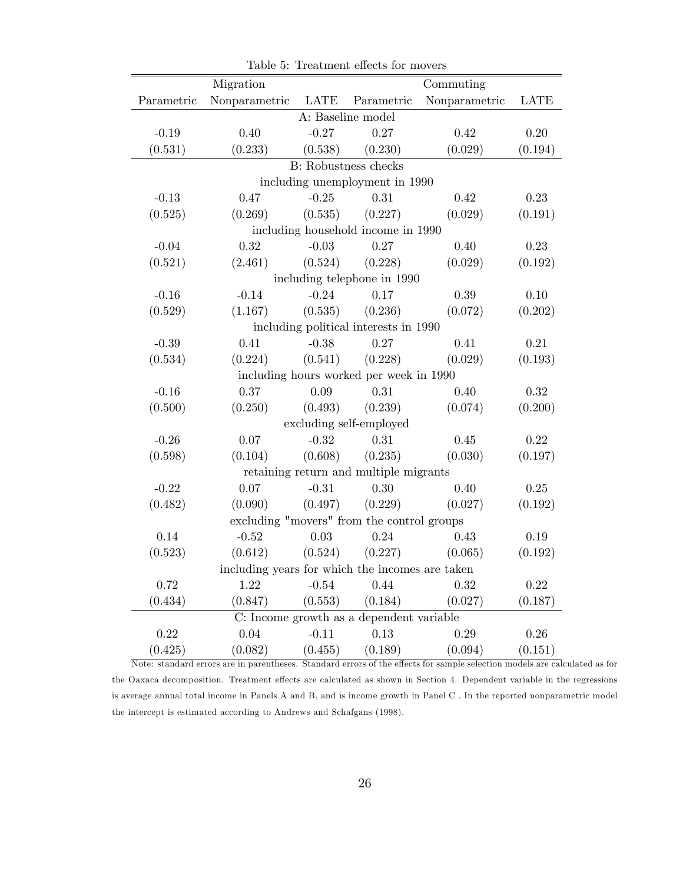Table 5: Treatment effects for movers

| Migration | | | Commuting | | |
|---|---|---|---|---|---|
| Parametric | Nonparametric | LATE | Parametric | Nonparametric | LATE |
| A: Baseline model | | | | | |
| -0.19 | 0.40 | -0.27 | 0.27 | 0.42 | 0.20 |
| (0.531) | (0.233) | (0.538) | (0.230) | (0.029) | (0.194) |
| B: Robustness checks | | | | | |
| including unemployment in 1990 | | | | | |
| -0.13 | 0.47 | -0.25 | 0.31 | 0.42 | 0.23 |
| (0.525) | (0.269) | (0.535) | (0.227) | (0.029) | (0.191) |
| including household income in 1990 | | | | | |
| -0.04 | 0.32 | -0.03 | 0.27 | 0.40 | 0.23 |
| (0.521) | (2.461) | (0.524) | (0.228) | (0.029) | (0.192) |
| including telephone in 1990 | | | | | |
| -0.16 | -0.14 | -0.24 | 0.17 | 0.39 | 0.10 |
| (0.529) | (1.167) | (0.535) | (0.236) | (0.072) | (0.202) |
| including political interests in 1990 | | | | | |
| -0.39 | 0.41 | -0.38 | 0.27 | 0.41 | 0.21 |
| (0.534) | (0.224) | (0.541) | (0.228) | (0.029) | (0.193) |
| including hours worked per week in 1990 | | | | | |
| -0.16 | 0.37 | 0.09 | 0.31 | 0.40 | 0.32 |
| (0.500) | (0.250) | (0.493) | (0.239) | (0.074) | (0.200) |
| excluding self-employed | | | | | |
| -0.26 | 0.07 | -0.32 | 0.31 | 0.45 | 0.22 |
| (0.598) | (0.104) | (0.608) | (0.235) | (0.030) | (0.197) |
| retaining return and multiple migrants | | | | | |
| -0.22 | 0.07 | -0.31 | 0.30 | 0.40 | 0.25 |
| (0.482) | (0.090) | (0.497) | (0.229) | (0.027) | (0.192) |
| excluding "movers" from the control groups | | | | | |
| 0.14 | -0.52 | 0.03 | 0.24 | 0.43 | 0.19 |
| (0.523) | (0.612) | (0.524) | (0.227) | (0.065) | (0.192) |
| including years for which the incomes are taken | | | | | |
| 0.72 | 1.22 | -0.54 | 0.44 | 0.32 | 0.22 |
| (0.434) | (0.847) | (0.553) | (0.184) | (0.027) | (0.187) |
| C: Income growth as a dependent variable | | | | | |
| 0.22 | 0.04 | -0.11 | 0.13 | 0.29 | 0.26 |
| (0.425) | (0.082) | (0.455) | (0.189) | (0.094) | (0.151) |

Note: standard errors are in parentheses. Standard errors of the effects for sample selection models are calculated as for the Oaxaca decomposition. Treatment effects are calculated as shown in Section 4. Dependent variable in the regressions is average annual total income in Panels A and B, and is income growth in Panel C . In the reported nonparametric model the intercept is estimated according to Andrews and Schafgans (1998).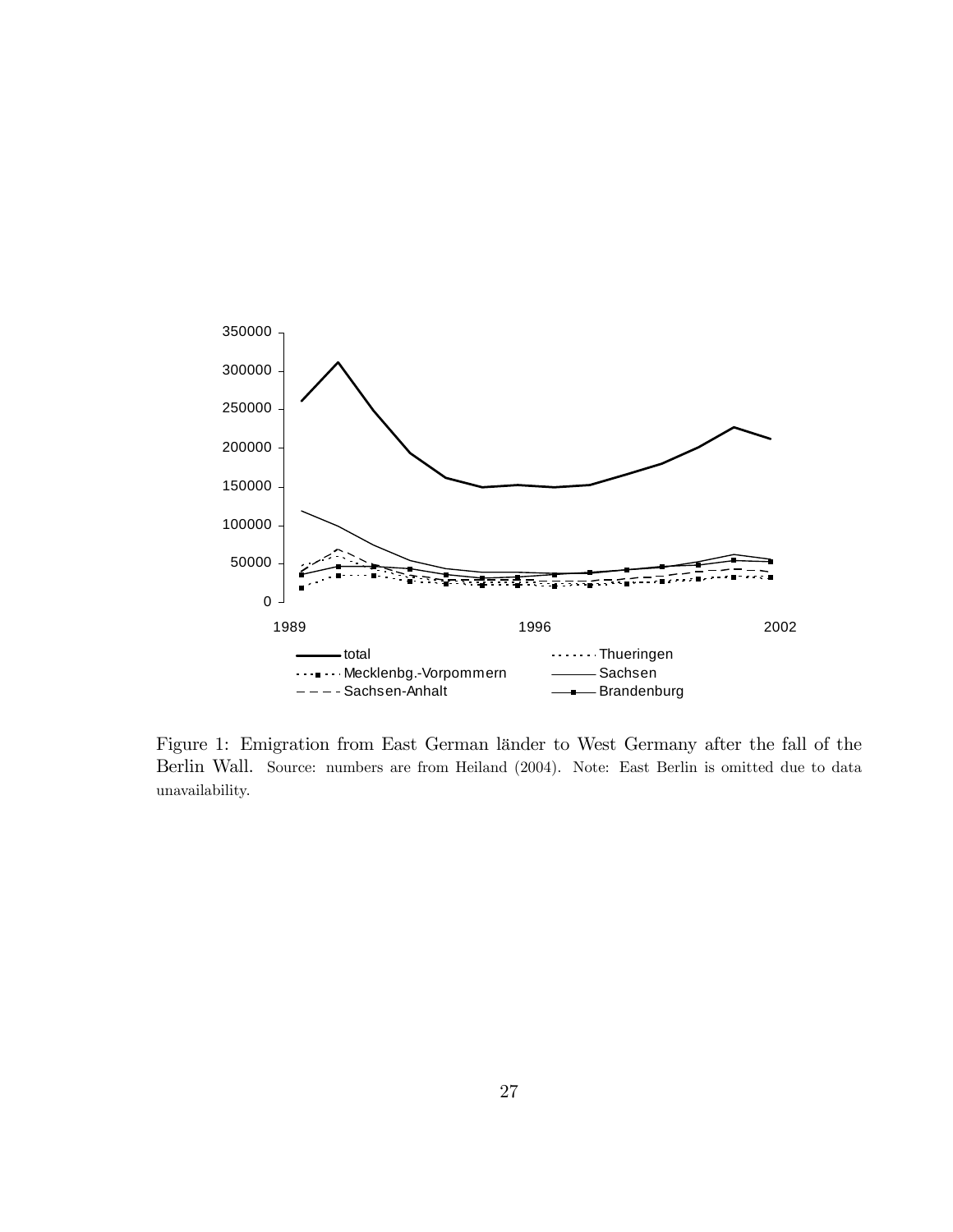350000
300000
250000
200000
150000
100000
50000
0

1989
1996
2002

total
Thueringen
Mecklenbg.-Vorpommern
Sachsen
Sachsen-Anhalt
Brandenburg

Figure 1: Emigration from East German länder to West Germany after the fall of the Berlin Wall. Source: numbers are from Heiland (2004). Note: East Berlin is omitted due to data unavailability.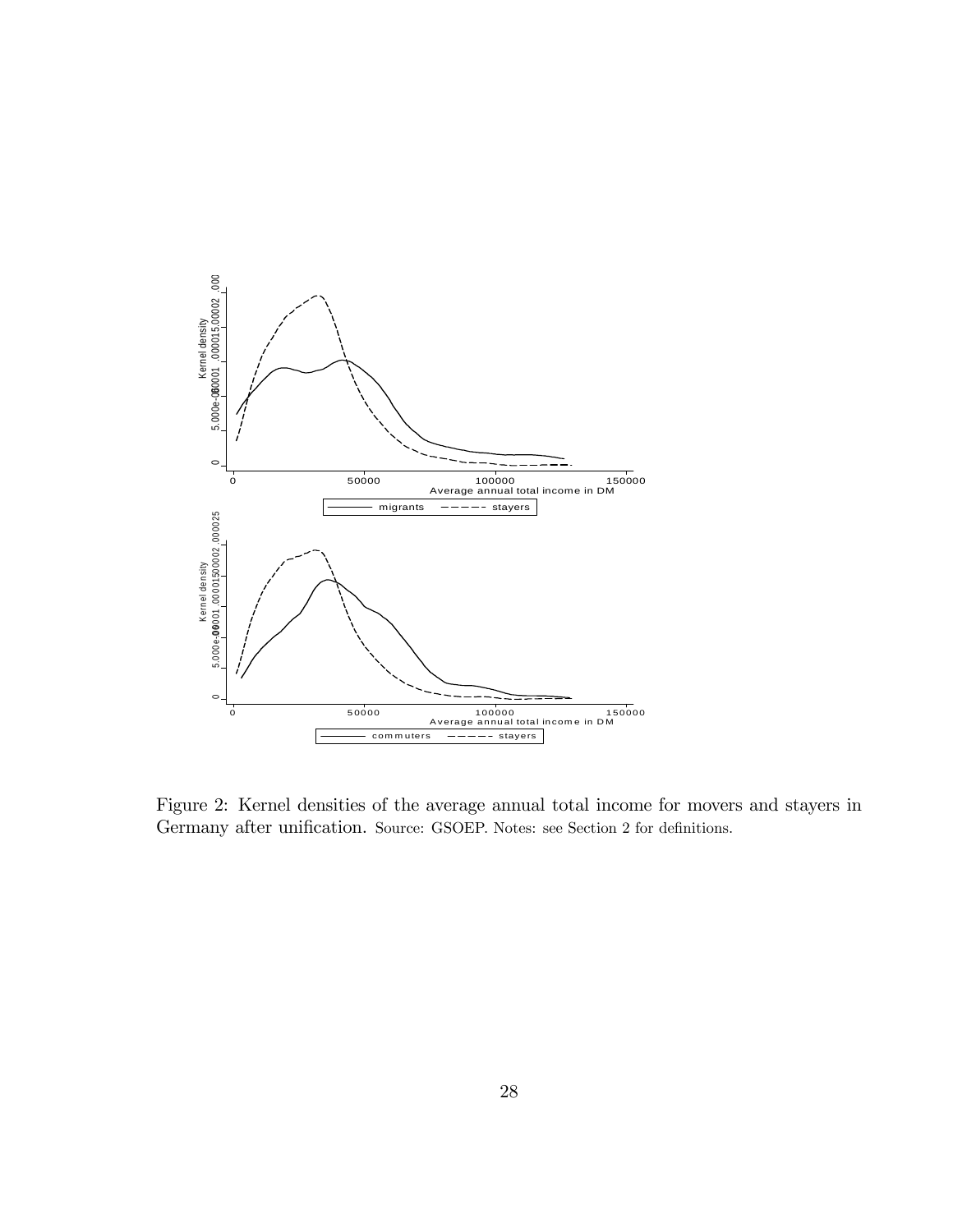Kernel density

0 5.000e-06 .00001 .000015 .00002 .000025

0 50000 100000 150000

Average annual total income in DM

migrants stayers

Kernel density

0 5.000e-06 .00001 .000015 .00002 .000025

0 50000 100000 150000

Average annual total income in DM

commuters stayers

Figure 2: Kernel densities of the average annual total income for movers and stayers in Germany after unification. Source: GSOEP. Notes: see Section 2 for definitions.